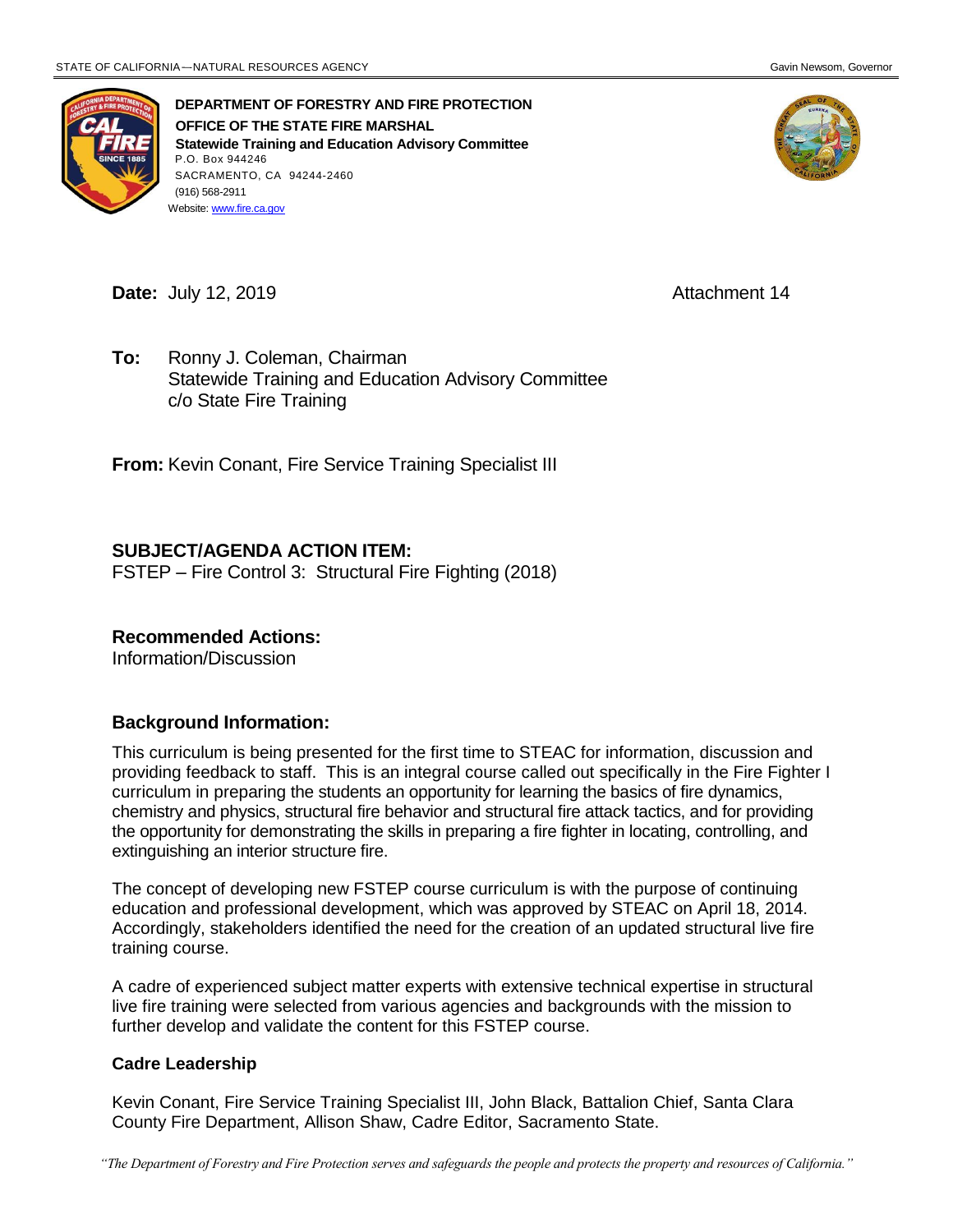STATE OF CALIFORNIA—NATURAL RESOURCES AGENCY Gavin Newsom, Governor

**DEPARTMENT OF FORESTRY AND FIRE PROTECTION**
**OFFICE OF THE STATE FIRE MARSHAL**
**Statewide Training and Education Advisory Committee**
P.O. Box 944246
SACRAMENTO, CA 94244-2460
(916) 568-2911
Website: www.fire.ca.gov

**Date:** July 12, 2019 Attachment 14

**To:** Ronny J. Coleman, Chairman
Statewide Training and Education Advisory Committee
c/o State Fire Training

**From:** Kevin Conant, Fire Service Training Specialist III

**SUBJECT/AGENDA ACTION ITEM:**
FSTEP – Fire Control 3: Structural Fire Fighting (2018)

**Recommended Actions:**
Information/Discussion

**Background Information:**

This curriculum is being presented for the first time to STEAC for information, discussion and providing feedback to staff. This is an integral course called out specifically in the Fire Fighter I curriculum in preparing the students an opportunity for learning the basics of fire dynamics, chemistry and physics, structural fire behavior and structural fire attack tactics, and for providing the opportunity for demonstrating the skills in preparing a fire fighter in locating, controlling, and extinguishing an interior structure fire.

The concept of developing new FSTEP course curriculum is with the purpose of continuing education and professional development, which was approved by STEAC on April 18, 2014. Accordingly, stakeholders identified the need for the creation of an updated structural live fire training course.

A cadre of experienced subject matter experts with extensive technical expertise in structural live fire training were selected from various agencies and backgrounds with the mission to further develop and validate the content for this FSTEP course.

**Cadre Leadership**

Kevin Conant, Fire Service Training Specialist III, John Black, Battalion Chief, Santa Clara County Fire Department, Allison Shaw, Cadre Editor, Sacramento State.

*"The Department of Forestry and Fire Protection serves and safeguards the people and protects the property and resources of California."*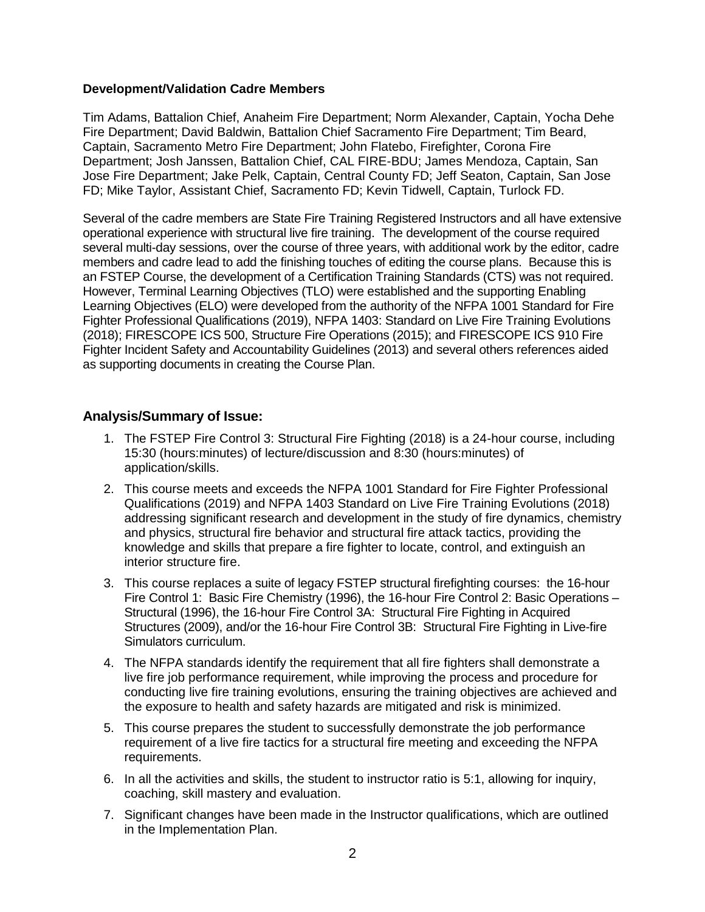**Development/Validation Cadre Members**

Tim Adams, Battalion Chief, Anaheim Fire Department; Norm Alexander, Captain, Yocha Dehe Fire Department; David Baldwin, Battalion Chief Sacramento Fire Department; Tim Beard, Captain, Sacramento Metro Fire Department; John Flatebo, Firefighter, Corona Fire Department; Josh Janssen, Battalion Chief, CAL FIRE-BDU; James Mendoza, Captain, San Jose Fire Department; Jake Pelk, Captain, Central County FD; Jeff Seaton, Captain, San Jose FD; Mike Taylor, Assistant Chief, Sacramento FD; Kevin Tidwell, Captain, Turlock FD.

Several of the cadre members are State Fire Training Registered Instructors and all have extensive operational experience with structural live fire training. The development of the course required several multi-day sessions, over the course of three years, with additional work by the editor, cadre members and cadre lead to add the finishing touches of editing the course plans. Because this is an FSTEP Course, the development of a Certification Training Standards (CTS) was not required. However, Terminal Learning Objectives (TLO) were established and the supporting Enabling Learning Objectives (ELO) were developed from the authority of the NFPA 1001 Standard for Fire Fighter Professional Qualifications (2019), NFPA 1403: Standard on Live Fire Training Evolutions (2018); FIRESCOPE ICS 500, Structure Fire Operations (2015); and FIRESCOPE ICS 910 Fire Fighter Incident Safety and Accountability Guidelines (2013) and several others references aided as supporting documents in creating the Course Plan.

## Analysis/Summary of Issue:

1. The FSTEP Fire Control 3: Structural Fire Fighting (2018) is a 24-hour course, including 15:30 (hours:minutes) of lecture/discussion and 8:30 (hours:minutes) of application/skills.
2. This course meets and exceeds the NFPA 1001 Standard for Fire Fighter Professional Qualifications (2019) and NFPA 1403 Standard on Live Fire Training Evolutions (2018) addressing significant research and development in the study of fire dynamics, chemistry and physics, structural fire behavior and structural fire attack tactics, providing the knowledge and skills that prepare a fire fighter to locate, control, and extinguish an interior structure fire.
3. This course replaces a suite of legacy FSTEP structural firefighting courses: the 16-hour Fire Control 1: Basic Fire Chemistry (1996), the 16-hour Fire Control 2: Basic Operations – Structural (1996), the 16-hour Fire Control 3A: Structural Fire Fighting in Acquired Structures (2009), and/or the 16-hour Fire Control 3B: Structural Fire Fighting in Live-fire Simulators curriculum.
4. The NFPA standards identify the requirement that all fire fighters shall demonstrate a live fire job performance requirement, while improving the process and procedure for conducting live fire training evolutions, ensuring the training objectives are achieved and the exposure to health and safety hazards are mitigated and risk is minimized.
5. This course prepares the student to successfully demonstrate the job performance requirement of a live fire tactics for a structural fire meeting and exceeding the NFPA requirements.
6. In all the activities and skills, the student to instructor ratio is 5:1, allowing for inquiry, coaching, skill mastery and evaluation.
7. Significant changes have been made in the Instructor qualifications, which are outlined in the Implementation Plan.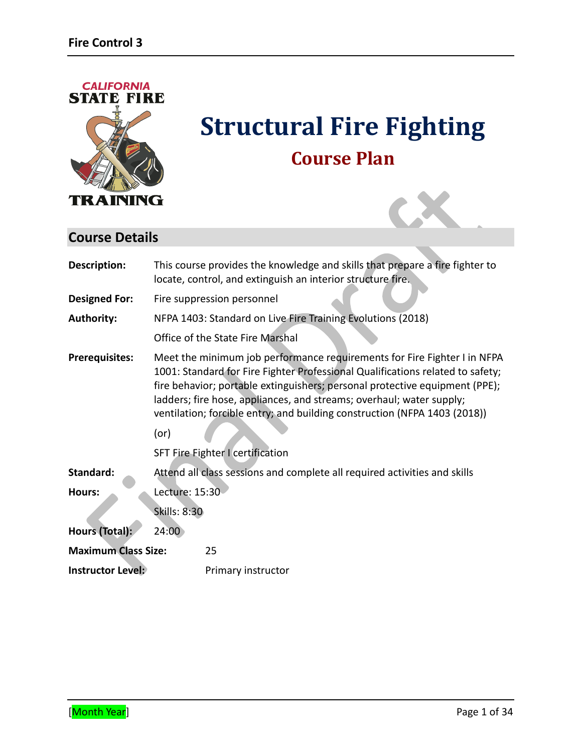# Structural Fire Fighting

## Course Plan

## Course Details

**Description:** This course provides the knowledge and skills that prepare a fire fighter to locate, control, and extinguish an interior structure fire.

**Designed For:** Fire suppression personnel

**Authority:** NFPA 1403: Standard on Live Fire Training Evolutions (2018)

Office of the State Fire Marshal

**Prerequisites:** Meet the minimum job performance requirements for Fire Fighter I in NFPA 1001: Standard for Fire Fighter Professional Qualifications related to safety; fire behavior; portable extinguishers; personal protective equipment (PPE); ladders; fire hose, appliances, and streams; overhaul; water supply; ventilation; forcible entry; and building construction (NFPA 1403 (2018))

(or)

SFT Fire Fighter I certification

**Standard:** Attend all class sessions and complete all required activities and skills

**Hours:** Lecture: 15:30

Skills: 8:30

**Hours (Total):** 24:00

**Maximum Class Size:** 25

**Instructor Level:** Primary instructor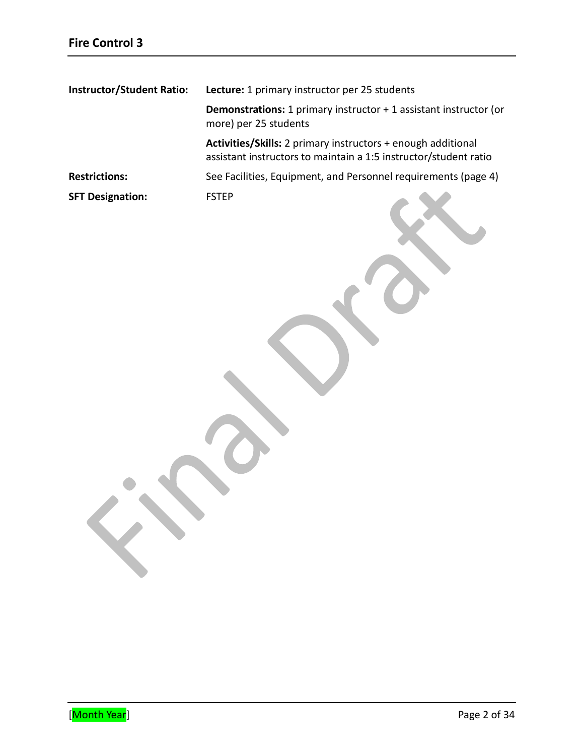**Instructor/Student Ratio:**

**Lecture:** 1 primary instructor per 25 students

**Demonstrations:** 1 primary instructor + 1 assistant instructor (or more) per 25 students

**Activities/Skills:** 2 primary instructors + enough additional assistant instructors to maintain a 1:5 instructor/student ratio

**Restrictions:** See Facilities, Equipment, and Personnel requirements (page 4)

**SFT Designation:** FSTEP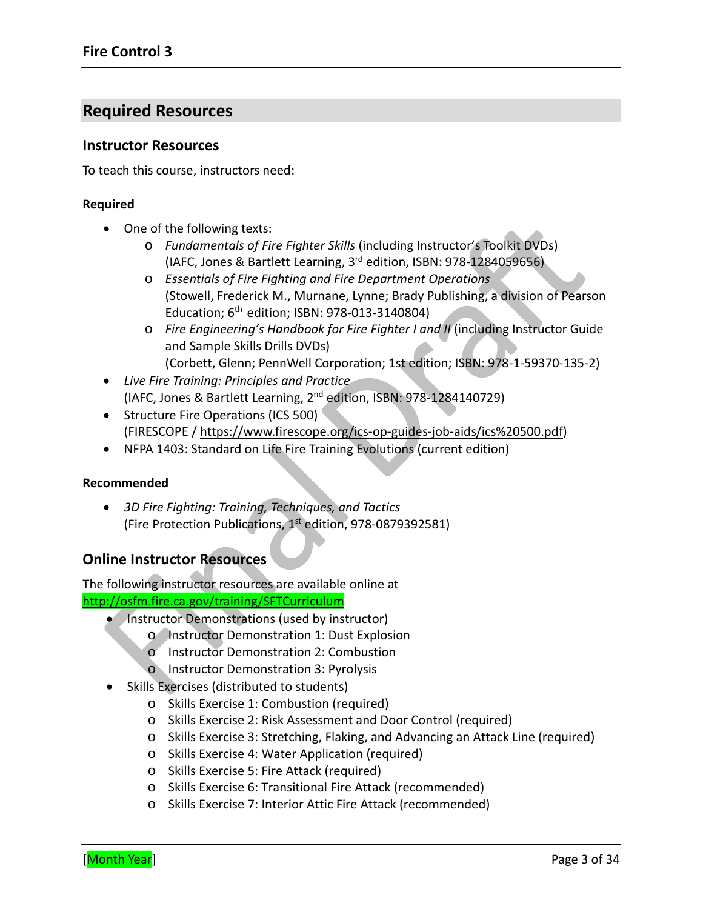## Required Resources

### Instructor Resources

To teach this course, instructors need:

#### Required

- One of the following texts:
  - *Fundamentals of Fire Fighter Skills* (including Instructor's Toolkit DVDs) (IAFC, Jones & Bartlett Learning, 3rd edition, ISBN: 978-1284059656)
  - *Essentials of Fire Fighting and Fire Department Operations* (Stowell, Frederick M., Murnane, Lynne; Brady Publishing, a division of Pearson Education; 6th edition; ISBN: 978-013-3140804)
  - *Fire Engineering's Handbook for Fire Fighter I and II* (including Instructor Guide and Sample Skills Drills DVDs) (Corbett, Glenn; PennWell Corporation; 1st edition; ISBN: 978-1-59370-135-2)
- *Live Fire Training: Principles and Practice* (IAFC, Jones & Bartlett Learning, 2nd edition, ISBN: 978-1284140729)
- Structure Fire Operations (ICS 500) (FIRESCOPE / https://www.firescope.org/ics-op-guides-job-aids/ics%20500.pdf)
- NFPA 1403: Standard on Life Fire Training Evolutions (current edition)

#### Recommended

- *3D Fire Fighting: Training, Techniques, and Tactics* (Fire Protection Publications, 1st edition, 978-0879392581)

### Online Instructor Resources

The following instructor resources are available online at http://osfm.fire.ca.gov/training/SFTCurriculum

- Instructor Demonstrations (used by instructor)
  - Instructor Demonstration 1: Dust Explosion
  - Instructor Demonstration 2: Combustion
  - Instructor Demonstration 3: Pyrolysis
- Skills Exercises (distributed to students)
  - Skills Exercise 1: Combustion (required)
  - Skills Exercise 2: Risk Assessment and Door Control (required)
  - Skills Exercise 3: Stretching, Flaking, and Advancing an Attack Line (required)
  - Skills Exercise 4: Water Application (required)
  - Skills Exercise 5: Fire Attack (required)
  - Skills Exercise 6: Transitional Fire Attack (recommended)
  - Skills Exercise 7: Interior Attic Fire Attack (recommended)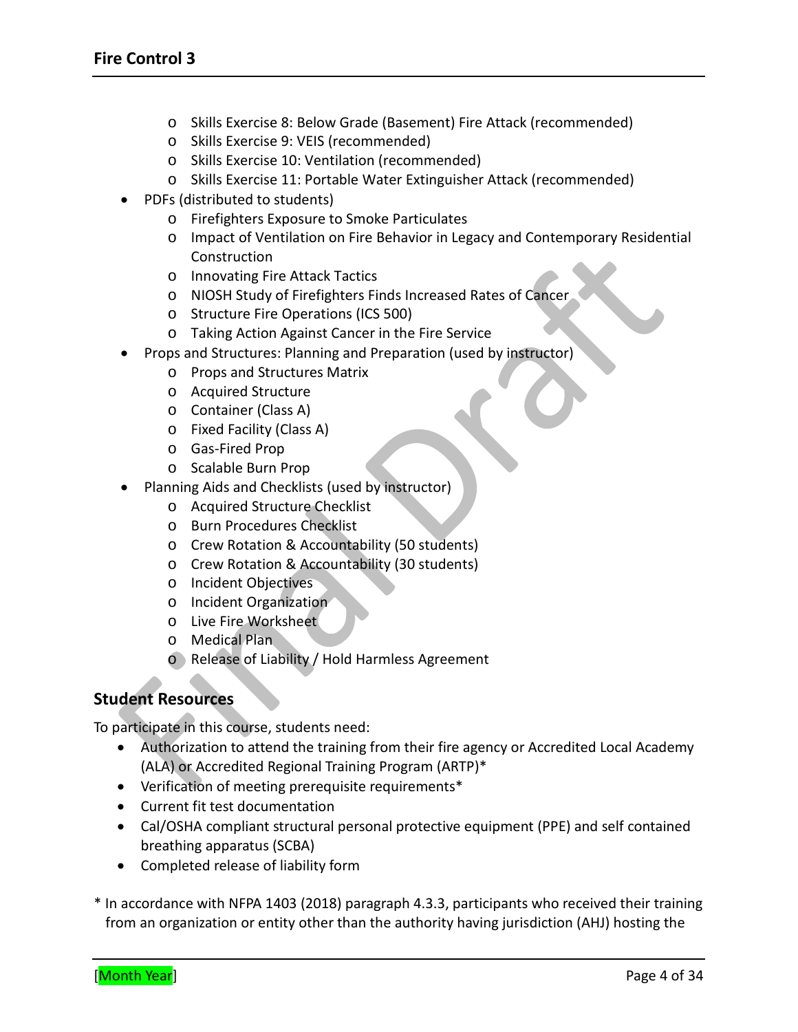- Skills Exercise 8: Below Grade (Basement) Fire Attack (recommended)
  - Skills Exercise 9: VEIS (recommended)
  - Skills Exercise 10: Ventilation (recommended)
  - Skills Exercise 11: Portable Water Extinguisher Attack (recommended)
- PDFs (distributed to students)
  - Firefighters Exposure to Smoke Particulates
  - Impact of Ventilation on Fire Behavior in Legacy and Contemporary Residential Construction
  - Innovating Fire Attack Tactics
  - NIOSH Study of Firefighters Finds Increased Rates of Cancer
  - Structure Fire Operations (ICS 500)
  - Taking Action Against Cancer in the Fire Service
- Props and Structures: Planning and Preparation (used by instructor)
  - Props and Structures Matrix
  - Acquired Structure
  - Container (Class A)
  - Fixed Facility (Class A)
  - Gas-Fired Prop
  - Scalable Burn Prop
- Planning Aids and Checklists (used by instructor)
  - Acquired Structure Checklist
  - Burn Procedures Checklist
  - Crew Rotation & Accountability (50 students)
  - Crew Rotation & Accountability (30 students)
  - Incident Objectives
  - Incident Organization
  - Live Fire Worksheet
  - Medical Plan
  - Release of Liability / Hold Harmless Agreement

## Student Resources

To participate in this course, students need:

- Authorization to attend the training from their fire agency or Accredited Local Academy (ALA) or Accredited Regional Training Program (ARTP)*
- Verification of meeting prerequisite requirements*
- Current fit test documentation
- Cal/OSHA compliant structural personal protective equipment (PPE) and self contained breathing apparatus (SCBA)
- Completed release of liability form

* In accordance with NFPA 1403 (2018) paragraph 4.3.3, participants who received their training from an organization or entity other than the authority having jurisdiction (AHJ) hosting the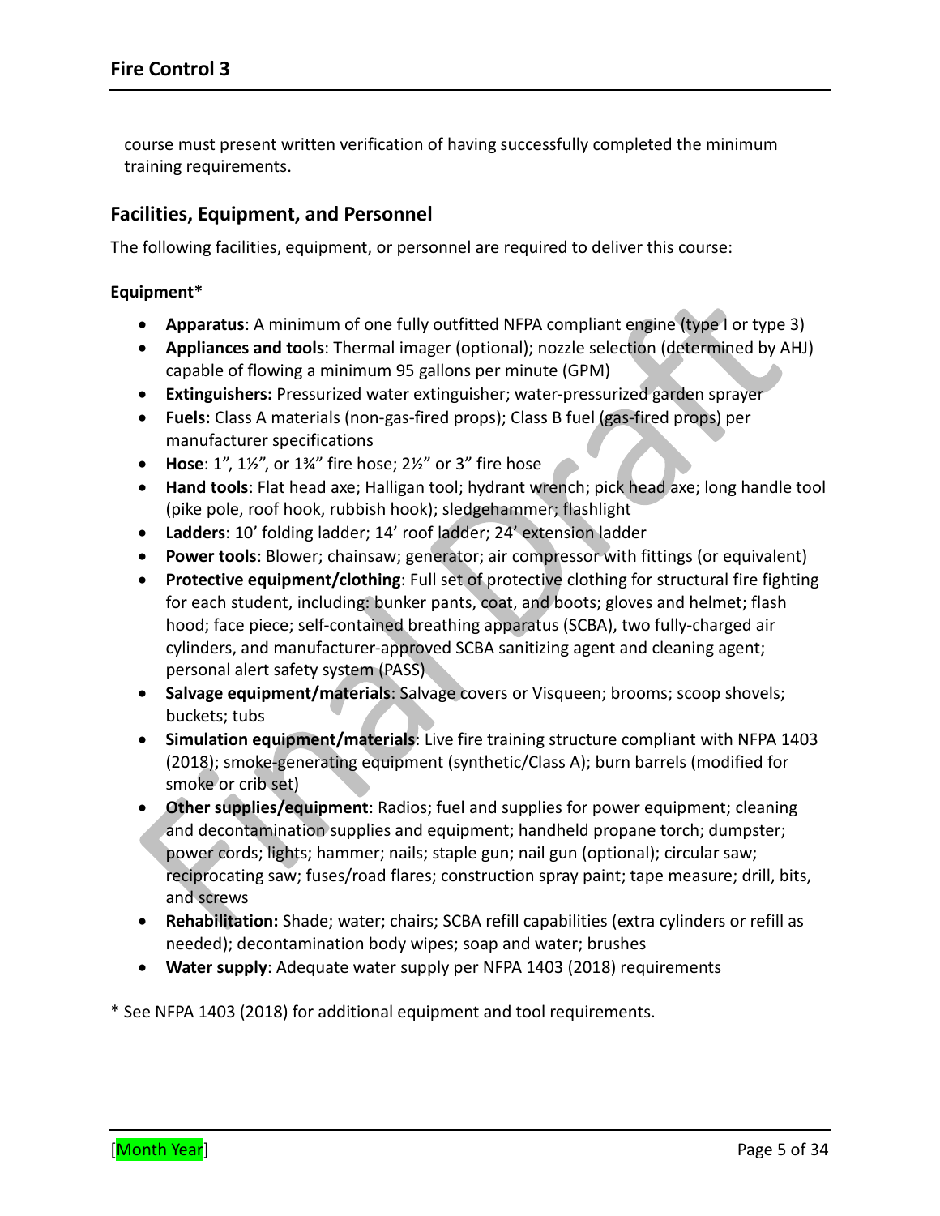course must present written verification of having successfully completed the minimum training requirements.

## Facilities, Equipment, and Personnel

The following facilities, equipment, or personnel are required to deliver this course:

**Equipment***

- **Apparatus**: A minimum of one fully outfitted NFPA compliant engine (type I or type 3)
- **Appliances and tools**: Thermal imager (optional); nozzle selection (determined by AHJ) capable of flowing a minimum 95 gallons per minute (GPM)
- **Extinguishers:** Pressurized water extinguisher; water-pressurized garden sprayer
- **Fuels:** Class A materials (non-gas-fired props); Class B fuel (gas-fired props) per manufacturer specifications
- **Hose**: 1", 1½", or 1¾" fire hose; 2½" or 3" fire hose
- **Hand tools**: Flat head axe; Halligan tool; hydrant wrench; pick head axe; long handle tool (pike pole, roof hook, rubbish hook); sledgehammer; flashlight
- **Ladders**: 10' folding ladder; 14' roof ladder; 24' extension ladder
- **Power tools**: Blower; chainsaw; generator; air compressor with fittings (or equivalent)
- **Protective equipment/clothing**: Full set of protective clothing for structural fire fighting for each student, including: bunker pants, coat, and boots; gloves and helmet; flash hood; face piece; self-contained breathing apparatus (SCBA), two fully-charged air cylinders, and manufacturer-approved SCBA sanitizing agent and cleaning agent; personal alert safety system (PASS)
- **Salvage equipment/materials**: Salvage covers or Visqueen; brooms; scoop shovels; buckets; tubs
- **Simulation equipment/materials**: Live fire training structure compliant with NFPA 1403 (2018); smoke-generating equipment (synthetic/Class A); burn barrels (modified for smoke or crib set)
- **Other supplies/equipment**: Radios; fuel and supplies for power equipment; cleaning and decontamination supplies and equipment; handheld propane torch; dumpster; power cords; lights; hammer; nails; staple gun; nail gun (optional); circular saw; reciprocating saw; fuses/road flares; construction spray paint; tape measure; drill, bits, and screws
- **Rehabilitation:** Shade; water; chairs; SCBA refill capabilities (extra cylinders or refill as needed); decontamination body wipes; soap and water; brushes
- **Water supply**: Adequate water supply per NFPA 1403 (2018) requirements

* See NFPA 1403 (2018) for additional equipment and tool requirements.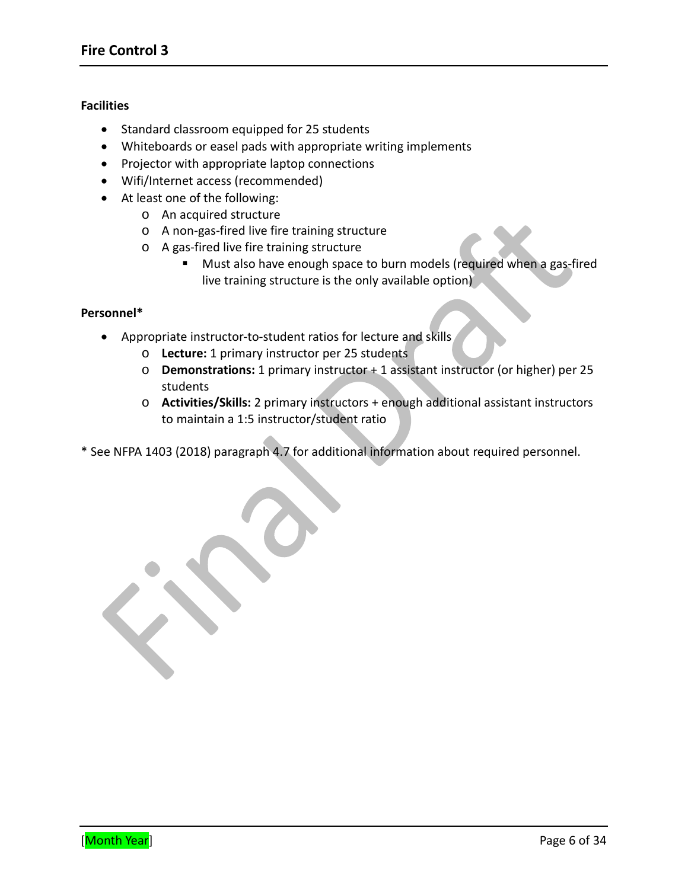**Facilities**

- Standard classroom equipped for 25 students
- Whiteboards or easel pads with appropriate writing implements
- Projector with appropriate laptop connections
- Wifi/Internet access (recommended)
- At least one of the following:
  - An acquired structure
  - A non-gas-fired live fire training structure
  - A gas-fired live fire training structure
    - Must also have enough space to burn models (required when a gas-fired live training structure is the only available option)

**Personnel***

- Appropriate instructor-to-student ratios for lecture and skills
  - **Lecture:** 1 primary instructor per 25 students
  - **Demonstrations:** 1 primary instructor + 1 assistant instructor (or higher) per 25 students
  - **Activities/Skills:** 2 primary instructors + enough additional assistant instructors to maintain a 1:5 instructor/student ratio

* See NFPA 1403 (2018) paragraph 4.7 for additional information about required personnel.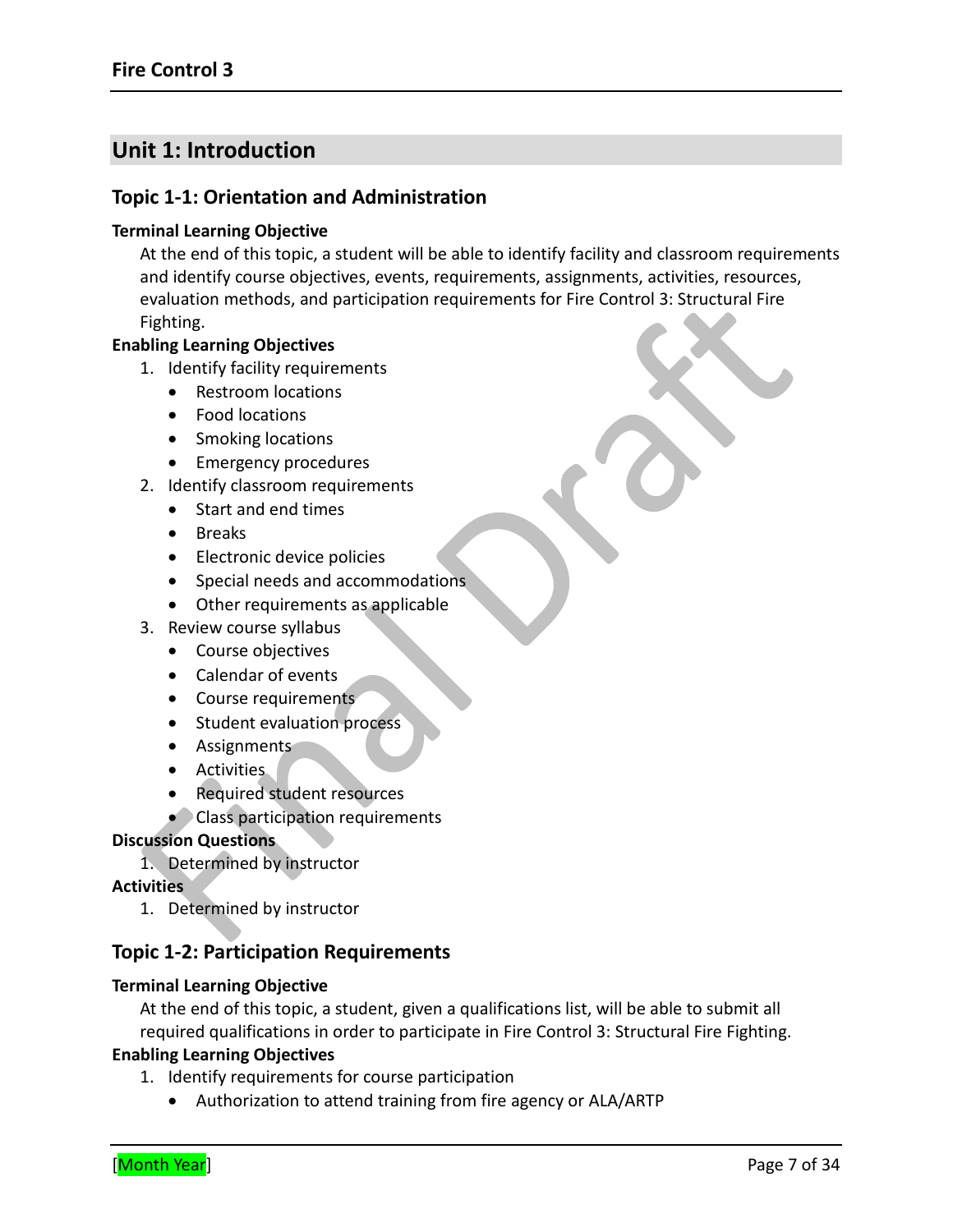## Unit 1: Introduction

### Topic 1-1: Orientation and Administration

**Terminal Learning Objective**

At the end of this topic, a student will be able to identify facility and classroom requirements and identify course objectives, events, requirements, assignments, activities, resources, evaluation methods, and participation requirements for Fire Control 3: Structural Fire Fighting.

**Enabling Learning Objectives**

1. Identify facility requirements
   - Restroom locations
   - Food locations
   - Smoking locations
   - Emergency procedures
2. Identify classroom requirements
   - Start and end times
   - Breaks
   - Electronic device policies
   - Special needs and accommodations
   - Other requirements as applicable
3. Review course syllabus
   - Course objectives
   - Calendar of events
   - Course requirements
   - Student evaluation process
   - Assignments
   - Activities
   - Required student resources
   - Class participation requirements

**Discussion Questions**

1. Determined by instructor

**Activities**

1. Determined by instructor

### Topic 1-2: Participation Requirements

**Terminal Learning Objective**

At the end of this topic, a student, given a qualifications list, will be able to submit all required qualifications in order to participate in Fire Control 3: Structural Fire Fighting.

**Enabling Learning Objectives**

1. Identify requirements for course participation
   - Authorization to attend training from fire agency or ALA/ARTP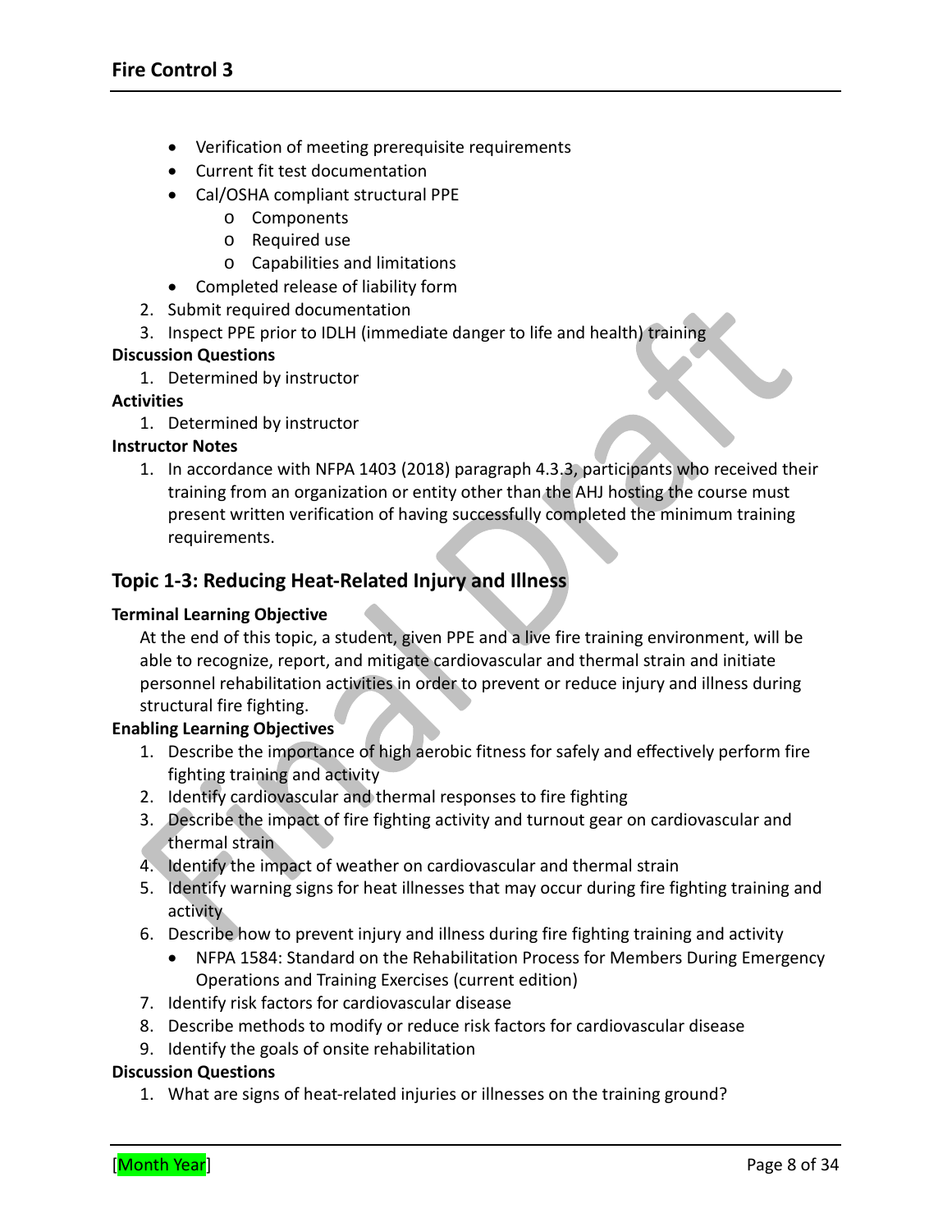- Verification of meeting prerequisite requirements
- Current fit test documentation
- Cal/OSHA compliant structural PPE
    - Components
    - Required use
    - Capabilities and limitations
- Completed release of liability form

2. Submit required documentation
3. Inspect PPE prior to IDLH (immediate danger to life and health) training

**Discussion Questions**

1. Determined by instructor

**Activities**

1. Determined by instructor

**Instructor Notes**

1. In accordance with NFPA 1403 (2018) paragraph 4.3.3, participants who received their training from an organization or entity other than the AHJ hosting the course must present written verification of having successfully completed the minimum training requirements.

## Topic 1-3: Reducing Heat-Related Injury and Illness

**Terminal Learning Objective**

At the end of this topic, a student, given PPE and a live fire training environment, will be able to recognize, report, and mitigate cardiovascular and thermal strain and initiate personnel rehabilitation activities in order to prevent or reduce injury and illness during structural fire fighting.

**Enabling Learning Objectives**

1. Describe the importance of high aerobic fitness for safely and effectively perform fire fighting training and activity
2. Identify cardiovascular and thermal responses to fire fighting
3. Describe the impact of fire fighting activity and turnout gear on cardiovascular and thermal strain
4. Identify the impact of weather on cardiovascular and thermal strain
5. Identify warning signs for heat illnesses that may occur during fire fighting training and activity
6. Describe how to prevent injury and illness during fire fighting training and activity
    - NFPA 1584: Standard on the Rehabilitation Process for Members During Emergency Operations and Training Exercises (current edition)
7. Identify risk factors for cardiovascular disease
8. Describe methods to modify or reduce risk factors for cardiovascular disease
9. Identify the goals of onsite rehabilitation

**Discussion Questions**

1. What are signs of heat-related injuries or illnesses on the training ground?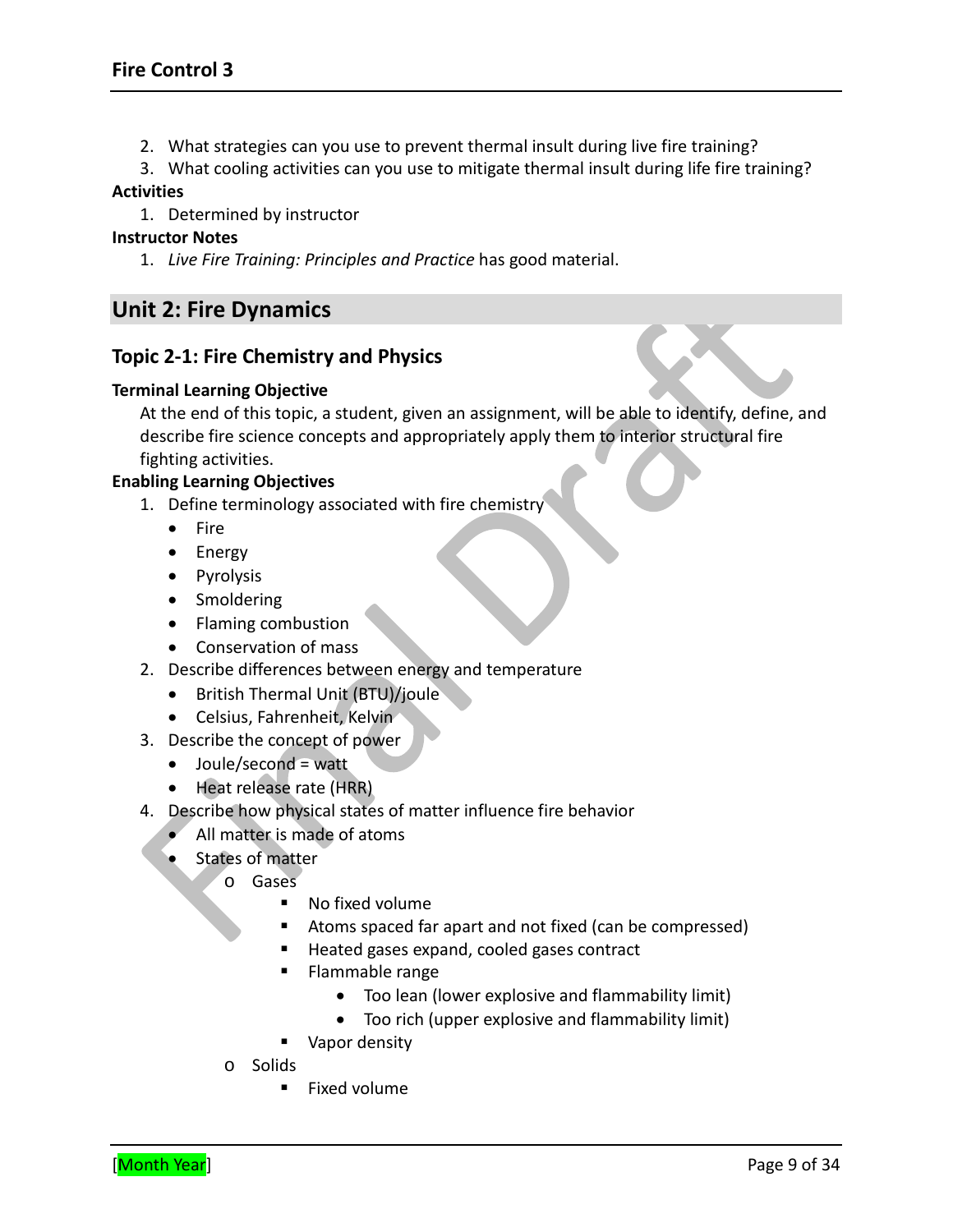2. What strategies can you use to prevent thermal insult during live fire training?
3. What cooling activities can you use to mitigate thermal insult during life fire training?

**Activities**

1. Determined by instructor

**Instructor Notes**

1. *Live Fire Training: Principles and Practice* has good material.

## Unit 2: Fire Dynamics

### Topic 2-1: Fire Chemistry and Physics

**Terminal Learning Objective**

At the end of this topic, a student, given an assignment, will be able to identify, define, and describe fire science concepts and appropriately apply them to interior structural fire fighting activities.

**Enabling Learning Objectives**

1. Define terminology associated with fire chemistry
   - Fire
   - Energy
   - Pyrolysis
   - Smoldering
   - Flaming combustion
   - Conservation of mass
2. Describe differences between energy and temperature
   - British Thermal Unit (BTU)/joule
   - Celsius, Fahrenheit, Kelvin
3. Describe the concept of power
   - Joule/second = watt
   - Heat release rate (HRR)
4. Describe how physical states of matter influence fire behavior
   - All matter is made of atoms
   - States of matter
     - Gases
       - No fixed volume
       - Atoms spaced far apart and not fixed (can be compressed)
       - Heated gases expand, cooled gases contract
       - Flammable range
         - Too lean (lower explosive and flammability limit)
         - Too rich (upper explosive and flammability limit)
       - Vapor density
     - Solids
       - Fixed volume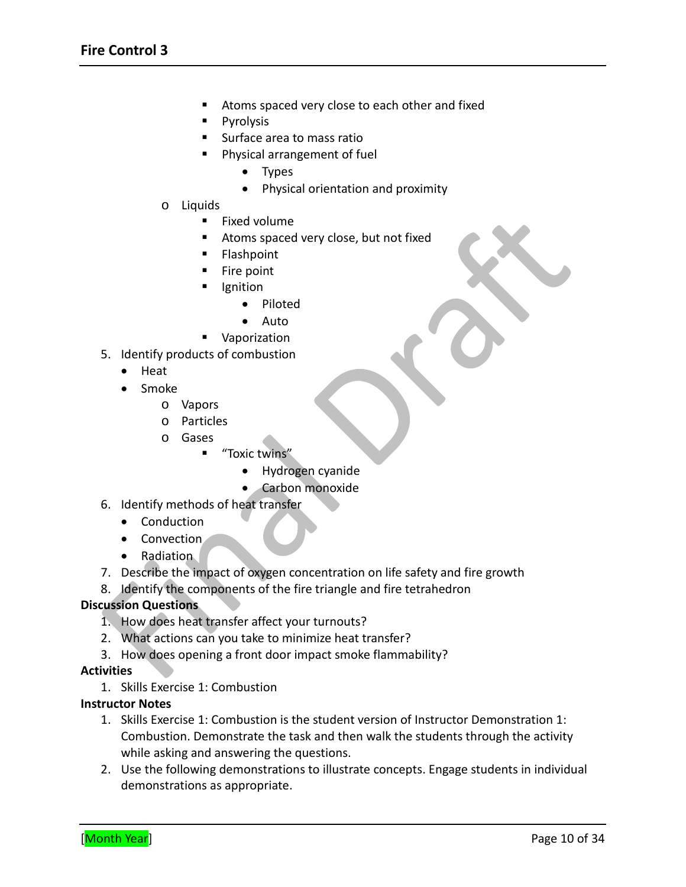- Atoms spaced very close to each other and fixed
- Pyrolysis
- Surface area to mass ratio
- Physical arrangement of fuel
  - Types
  - Physical orientation and proximity
- Liquids
  - Fixed volume
  - Atoms spaced very close, but not fixed
  - Flashpoint
  - Fire point
  - Ignition
    - Piloted
    - Auto
  - Vaporization

5. Identify products of combustion
   - Heat
   - Smoke
     - Vapors
     - Particles
     - Gases
       - "Toxic twins"
         - Hydrogen cyanide
         - Carbon monoxide
6. Identify methods of heat transfer
   - Conduction
   - Convection
   - Radiation
7. Describe the impact of oxygen concentration on life safety and fire growth
8. Identify the components of the fire triangle and fire tetrahedron

**Discussion Questions**

1. How does heat transfer affect your turnouts?
2. What actions can you take to minimize heat transfer?
3. How does opening a front door impact smoke flammability?

**Activities**

1. Skills Exercise 1: Combustion

**Instructor Notes**

1. Skills Exercise 1: Combustion is the student version of Instructor Demonstration 1: Combustion. Demonstrate the task and then walk the students through the activity while asking and answering the questions.
2. Use the following demonstrations to illustrate concepts. Engage students in individual demonstrations as appropriate.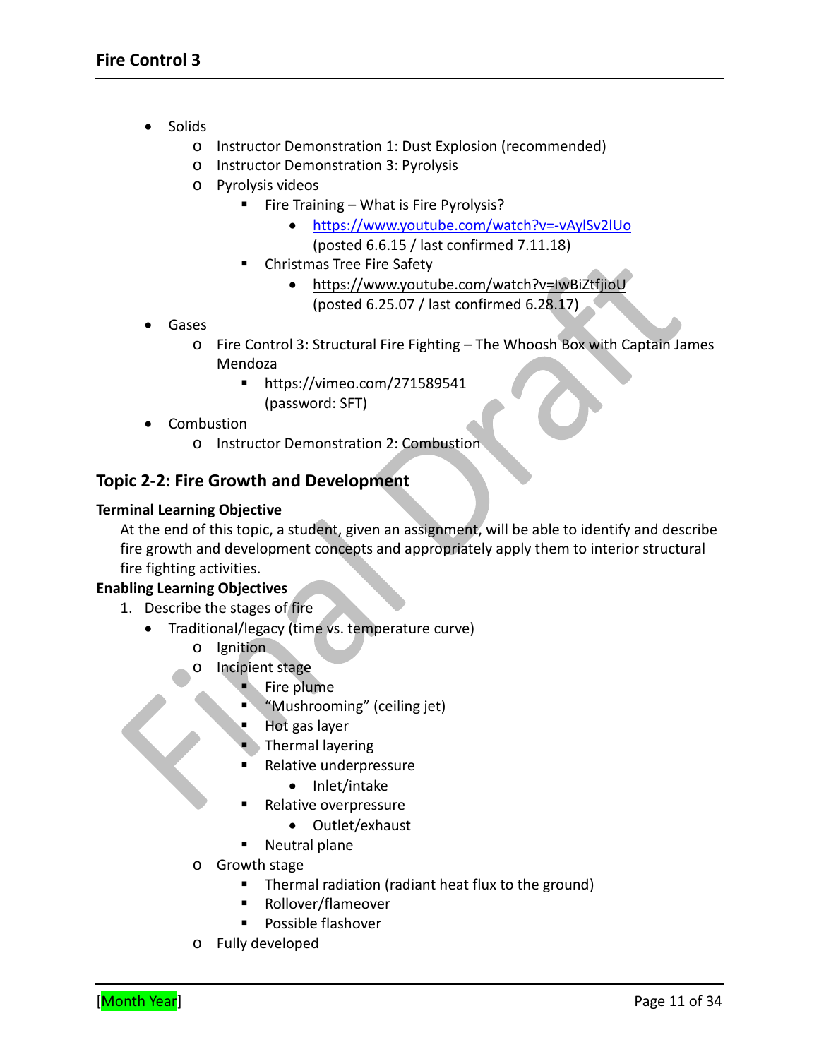- Solids
  - Instructor Demonstration 1: Dust Explosion (recommended)
  - Instructor Demonstration 3: Pyrolysis
  - Pyrolysis videos
    - Fire Training – What is Fire Pyrolysis?
      - https://www.youtube.com/watch?v=-vAylSv2lUo (posted 6.6.15 / last confirmed 7.11.18)
    - Christmas Tree Fire Safety
      - https://www.youtube.com/watch?v=IwBiZtfjioU (posted 6.25.07 / last confirmed 6.28.17)
- Gases
  - Fire Control 3: Structural Fire Fighting – The Whoosh Box with Captain James Mendoza
    - https://vimeo.com/271589541 (password: SFT)
- Combustion
  - Instructor Demonstration 2: Combustion

## Topic 2-2: Fire Growth and Development

**Terminal Learning Objective**

At the end of this topic, a student, given an assignment, will be able to identify and describe fire growth and development concepts and appropriately apply them to interior structural fire fighting activities.

**Enabling Learning Objectives**

1. Describe the stages of fire
   - Traditional/legacy (time vs. temperature curve)
     - Ignition
     - Incipient stage
       - Fire plume
       - "Mushrooming" (ceiling jet)
       - Hot gas layer
       - Thermal layering
       - Relative underpressure
         - Inlet/intake
       - Relative overpressure
         - Outlet/exhaust
       - Neutral plane
     - Growth stage
       - Thermal radiation (radiant heat flux to the ground)
       - Rollover/flameover
       - Possible flashover
     - Fully developed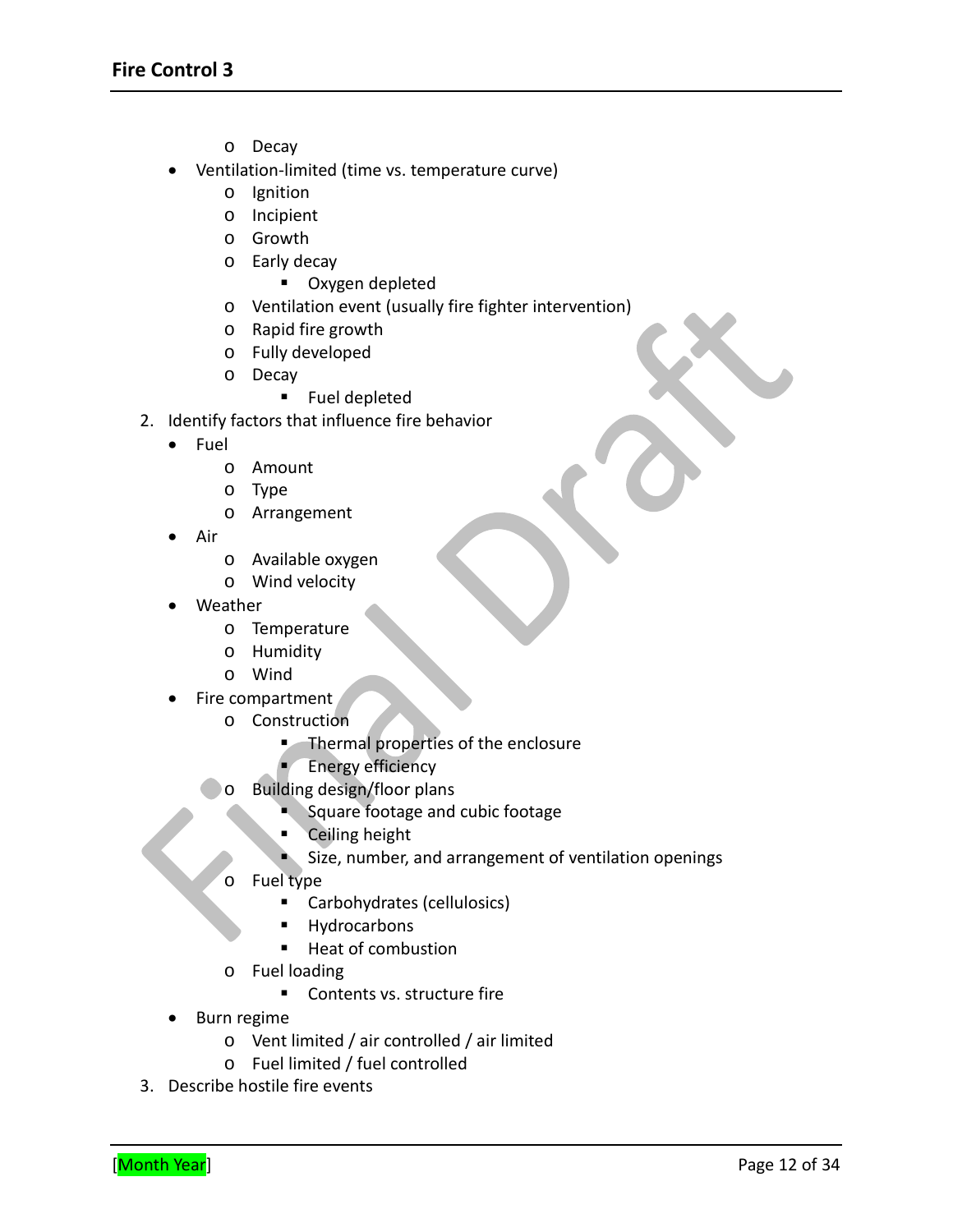- Decay
- Ventilation-limited (time vs. temperature curve)
    - Ignition
    - Incipient
    - Growth
    - Early decay
        - Oxygen depleted
    - Ventilation event (usually fire fighter intervention)
    - Rapid fire growth
    - Fully developed
    - Decay
        - Fuel depleted

2. Identify factors that influence fire behavior
    - Fuel
        - Amount
        - Type
        - Arrangement
    - Air
        - Available oxygen
        - Wind velocity
    - Weather
        - Temperature
        - Humidity
        - Wind
    - Fire compartment
        - Construction
            - Thermal properties of the enclosure
            - Energy efficiency
        - Building design/floor plans
            - Square footage and cubic footage
            - Ceiling height
            - Size, number, and arrangement of ventilation openings
        - Fuel type
            - Carbohydrates (cellulosics)
            - Hydrocarbons
            - Heat of combustion
        - Fuel loading
            - Contents vs. structure fire
    - Burn regime
        - Vent limited / air controlled / air limited
        - Fuel limited / fuel controlled
3. Describe hostile fire events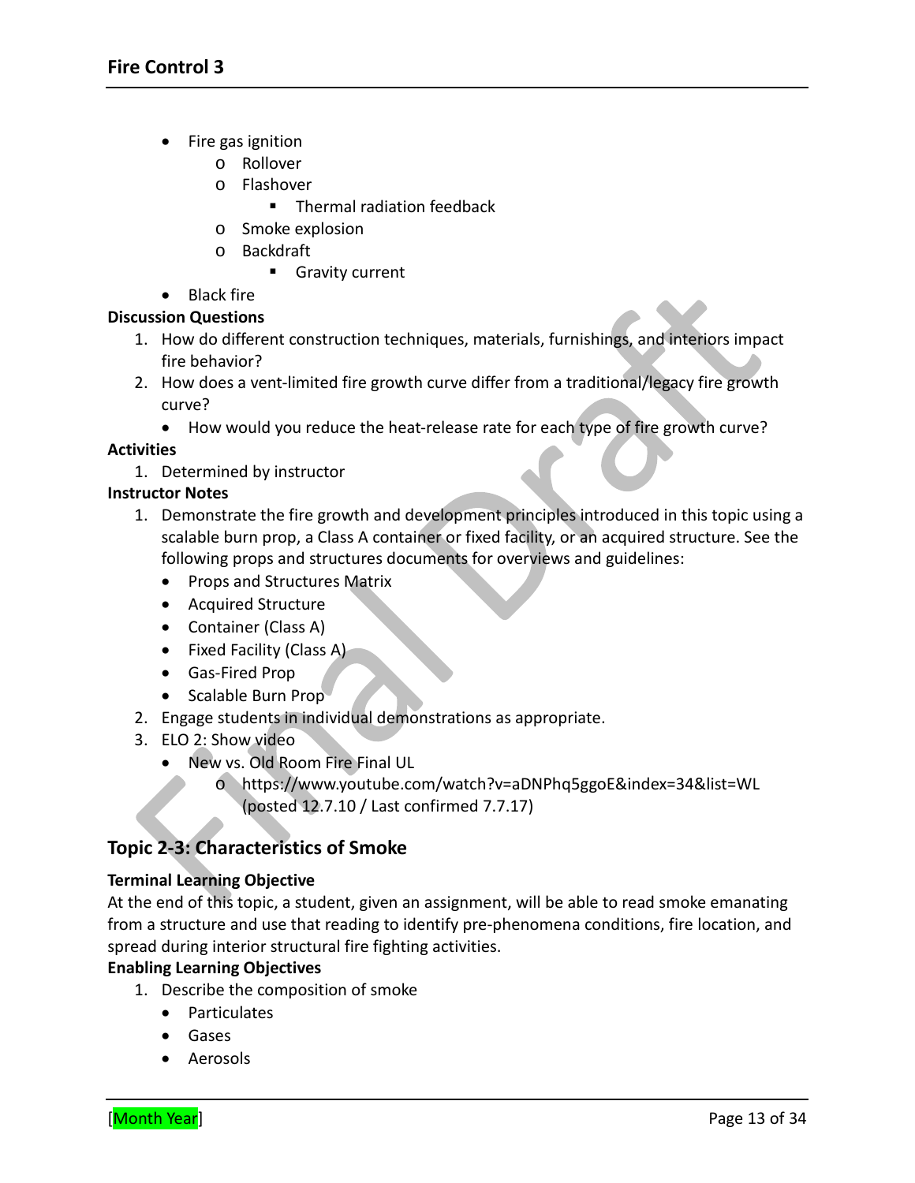- Fire gas ignition
  - Rollover
  - Flashover
    - Thermal radiation feedback
  - Smoke explosion
  - Backdraft
    - Gravity current
- Black fire

**Discussion Questions**

1. How do different construction techniques, materials, furnishings, and interiors impact fire behavior?
2. How does a vent-limited fire growth curve differ from a traditional/legacy fire growth curve?
   - How would you reduce the heat-release rate for each type of fire growth curve?

**Activities**

1. Determined by instructor

**Instructor Notes**

1. Demonstrate the fire growth and development principles introduced in this topic using a scalable burn prop, a Class A container or fixed facility, or an acquired structure. See the following props and structures documents for overviews and guidelines:
   - Props and Structures Matrix
   - Acquired Structure
   - Container (Class A)
   - Fixed Facility (Class A)
   - Gas-Fired Prop
   - Scalable Burn Prop
2. Engage students in individual demonstrations as appropriate.
3. ELO 2: Show video
   - New vs. Old Room Fire Final UL
     - https://www.youtube.com/watch?v=aDNPhq5ggoE&index=34&list=WL (posted 12.7.10 / Last confirmed 7.7.17)

## Topic 2-3: Characteristics of Smoke

**Terminal Learning Objective**

At the end of this topic, a student, given an assignment, will be able to read smoke emanating from a structure and use that reading to identify pre-phenomena conditions, fire location, and spread during interior structural fire fighting activities.

**Enabling Learning Objectives**

1. Describe the composition of smoke
   - Particulates
   - Gases
   - Aerosols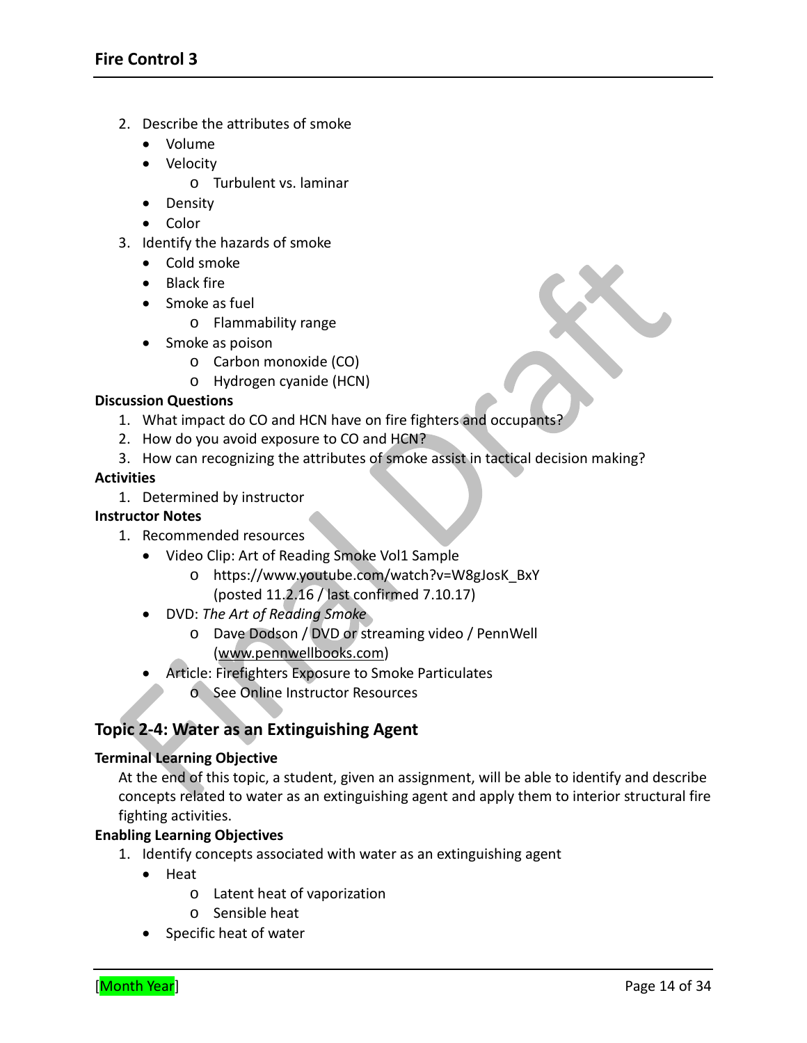2. Describe the attributes of smoke
   - Volume
   - Velocity
     - Turbulent vs. laminar
   - Density
   - Color
3. Identify the hazards of smoke
   - Cold smoke
   - Black fire
   - Smoke as fuel
     - Flammability range
   - Smoke as poison
     - Carbon monoxide (CO)
     - Hydrogen cyanide (HCN)

**Discussion Questions**

1. What impact do CO and HCN have on fire fighters and occupants?
2. How do you avoid exposure to CO and HCN?
3. How can recognizing the attributes of smoke assist in tactical decision making?

**Activities**

1. Determined by instructor

**Instructor Notes**

1. Recommended resources
   - Video Clip: Art of Reading Smoke Vol1 Sample
     - https://www.youtube.com/watch?v=W8gJosK_BxY (posted 11.2.16 / last confirmed 7.10.17)
   - DVD: *The Art of Reading Smoke*
     - Dave Dodson / DVD or streaming video / PennWell (www.pennwellbooks.com)
   - Article: Firefighters Exposure to Smoke Particulates
     - See Online Instructor Resources

## Topic 2-4: Water as an Extinguishing Agent

**Terminal Learning Objective**

At the end of this topic, a student, given an assignment, will be able to identify and describe concepts related to water as an extinguishing agent and apply them to interior structural fire fighting activities.

**Enabling Learning Objectives**

1. Identify concepts associated with water as an extinguishing agent
   - Heat
     - Latent heat of vaporization
     - Sensible heat
   - Specific heat of water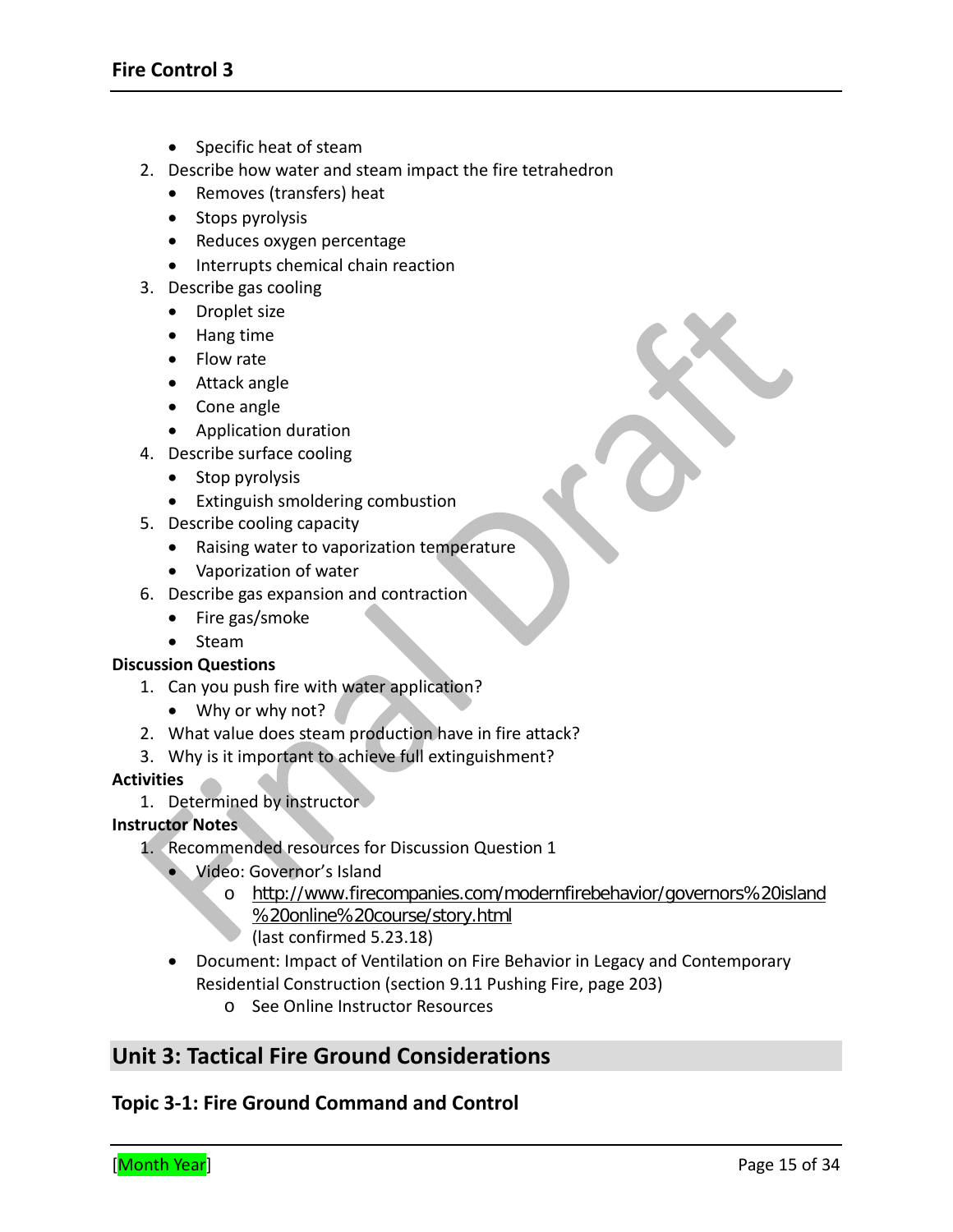- Specific heat of steam

2. Describe how water and steam impact the fire tetrahedron
   - Removes (transfers) heat
   - Stops pyrolysis
   - Reduces oxygen percentage
   - Interrupts chemical chain reaction
3. Describe gas cooling
   - Droplet size
   - Hang time
   - Flow rate
   - Attack angle
   - Cone angle
   - Application duration
4. Describe surface cooling
   - Stop pyrolysis
   - Extinguish smoldering combustion
5. Describe cooling capacity
   - Raising water to vaporization temperature
   - Vaporization of water
6. Describe gas expansion and contraction
   - Fire gas/smoke
   - Steam

**Discussion Questions**

1. Can you push fire with water application?
   - Why or why not?
2. What value does steam production have in fire attack?
3. Why is it important to achieve full extinguishment?

**Activities**

1. Determined by instructor

**Instructor Notes**

1. Recommended resources for Discussion Question 1
   - Video: Governor's Island
     - http://www.firecompanies.com/modernfirebehavior/governors%20island%20online%20course/story.html (last confirmed 5.23.18)
   - Document: Impact of Ventilation on Fire Behavior in Legacy and Contemporary Residential Construction (section 9.11 Pushing Fire, page 203)
     - See Online Instructor Resources

## Unit 3: Tactical Fire Ground Considerations

### Topic 3-1: Fire Ground Command and Control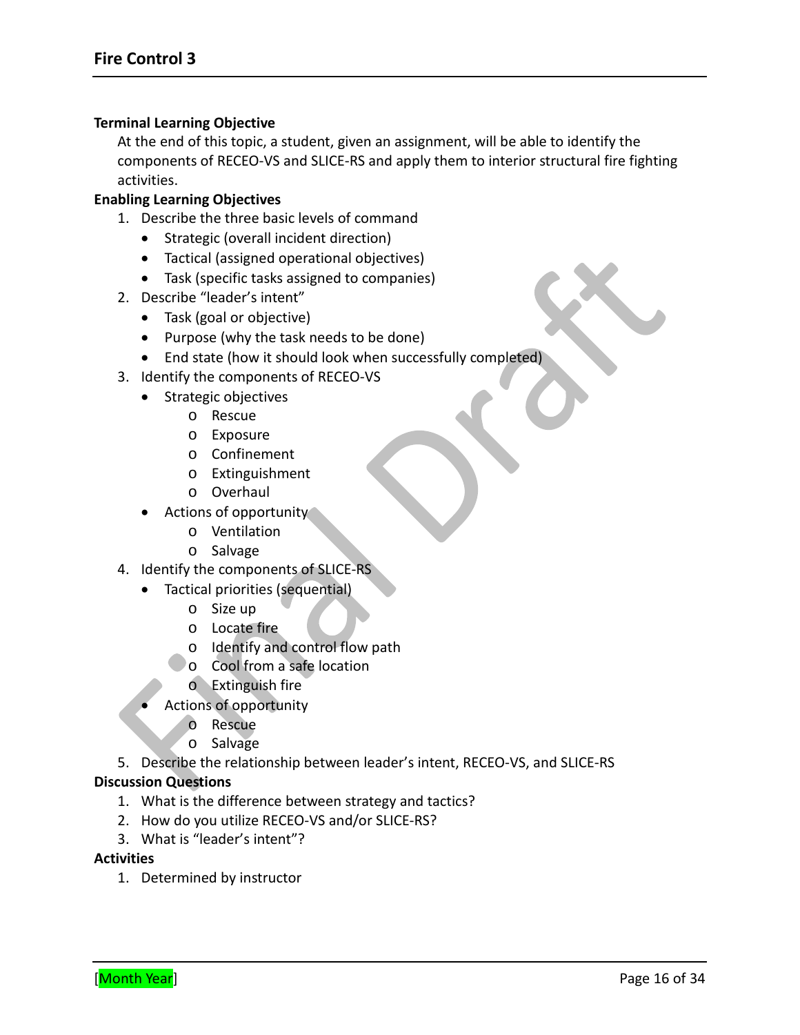## Fire Control 3

**Terminal Learning Objective**

At the end of this topic, a student, given an assignment, will be able to identify the components of RECEO-VS and SLICE-RS and apply them to interior structural fire fighting activities.

**Enabling Learning Objectives**

1. Describe the three basic levels of command
   - Strategic (overall incident direction)
   - Tactical (assigned operational objectives)
   - Task (specific tasks assigned to companies)
2. Describe "leader's intent"
   - Task (goal or objective)
   - Purpose (why the task needs to be done)
   - End state (how it should look when successfully completed)
3. Identify the components of RECEO-VS
   - Strategic objectives
     - Rescue
     - Exposure
     - Confinement
     - Extinguishment
     - Overhaul
   - Actions of opportunity
     - Ventilation
     - Salvage
4. Identify the components of SLICE-RS
   - Tactical priorities (sequential)
     - Size up
     - Locate fire
     - Identify and control flow path
     - Cool from a safe location
     - Extinguish fire
   - Actions of opportunity
     - Rescue
     - Salvage
5. Describe the relationship between leader's intent, RECEO-VS, and SLICE-RS

**Discussion Questions**

1. What is the difference between strategy and tactics?
2. How do you utilize RECEO-VS and/or SLICE-RS?
3. What is "leader's intent"?

**Activities**

1. Determined by instructor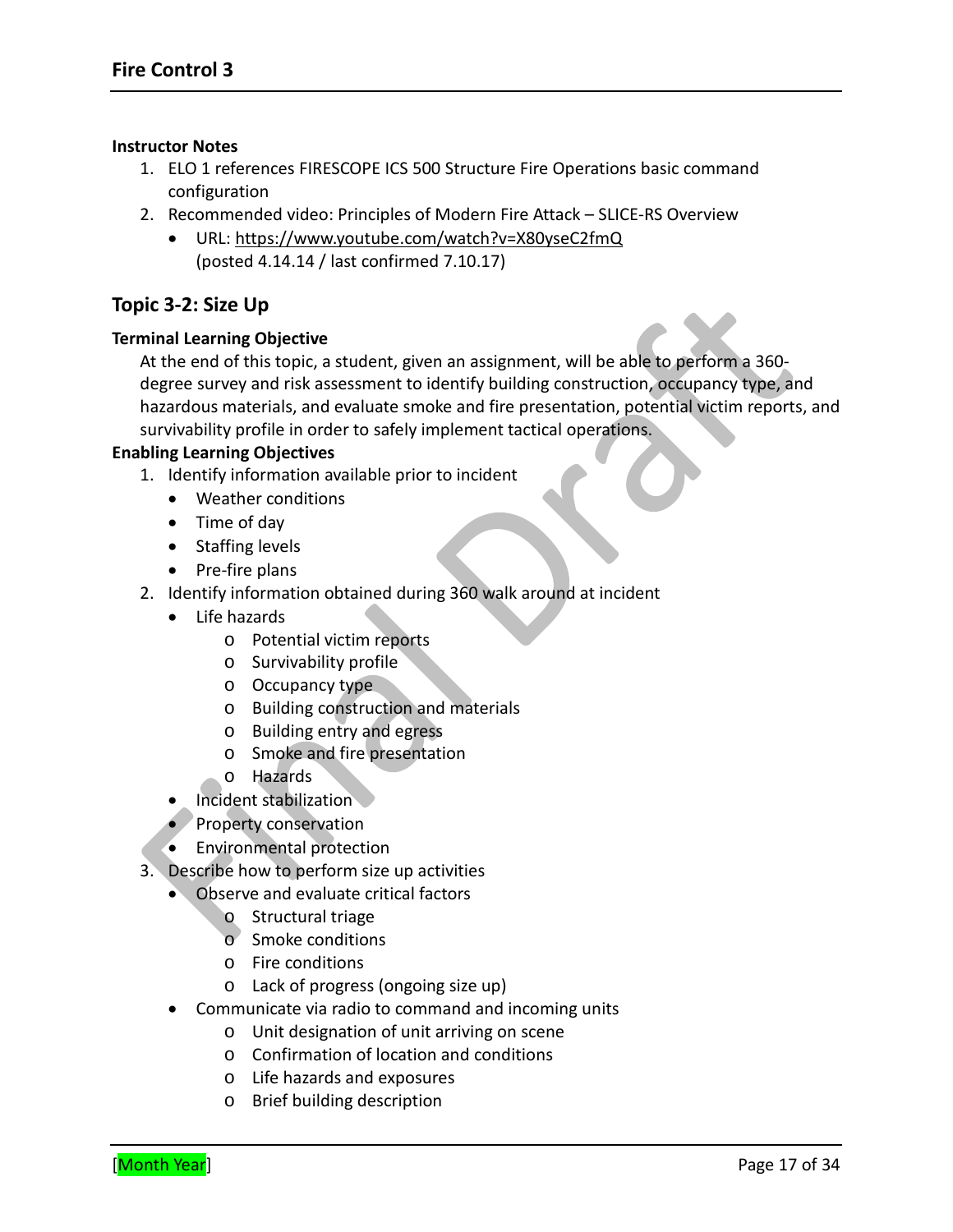**Instructor Notes**

1. ELO 1 references FIRESCOPE ICS 500 Structure Fire Operations basic command configuration
2. Recommended video: Principles of Modern Fire Attack – SLICE-RS Overview
   - URL: https://www.youtube.com/watch?v=X80yseC2fmQ (posted 4.14.14 / last confirmed 7.10.17)

## Topic 3-2: Size Up

**Terminal Learning Objective**

At the end of this topic, a student, given an assignment, will be able to perform a 360-degree survey and risk assessment to identify building construction, occupancy type, and hazardous materials, and evaluate smoke and fire presentation, potential victim reports, and survivability profile in order to safely implement tactical operations.

**Enabling Learning Objectives**

1. Identify information available prior to incident
   - Weather conditions
   - Time of day
   - Staffing levels
   - Pre-fire plans
2. Identify information obtained during 360 walk around at incident
   - Life hazards
     - Potential victim reports
     - Survivability profile
     - Occupancy type
     - Building construction and materials
     - Building entry and egress
     - Smoke and fire presentation
     - Hazards
   - Incident stabilization
   - Property conservation
   - Environmental protection
3. Describe how to perform size up activities
   - Observe and evaluate critical factors
     - Structural triage
     - Smoke conditions
     - Fire conditions
     - Lack of progress (ongoing size up)
   - Communicate via radio to command and incoming units
     - Unit designation of unit arriving on scene
     - Confirmation of location and conditions
     - Life hazards and exposures
     - Brief building description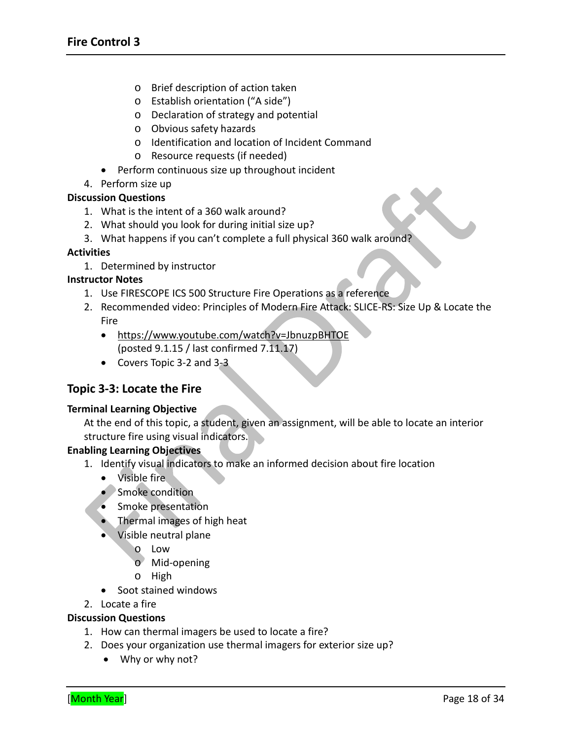- Brief description of action taken
   - Establish orientation ("A side")
   - Declaration of strategy and potential
   - Obvious safety hazards
   - Identification and location of Incident Command
   - Resource requests (if needed)
 - Perform continuous size up throughout incident
4. Perform size up

**Discussion Questions**

1. What is the intent of a 360 walk around?
2. What should you look for during initial size up?
3. What happens if you can't complete a full physical 360 walk around?

**Activities**

1. Determined by instructor

**Instructor Notes**

1. Use FIRESCOPE ICS 500 Structure Fire Operations as a reference
2. Recommended video: Principles of Modern Fire Attack: SLICE-RS: Size Up & Locate the Fire
   - https://www.youtube.com/watch?v=JbnuzpBHTOE (posted 9.1.15 / last confirmed 7.11.17)
   - Covers Topic 3-2 and 3-3

## Topic 3-3: Locate the Fire

**Terminal Learning Objective**

At the end of this topic, a student, given an assignment, will be able to locate an interior structure fire using visual indicators.

**Enabling Learning Objectives**

1. Identify visual indicators to make an informed decision about fire location
   - Visible fire
   - Smoke condition
   - Smoke presentation
   - Thermal images of high heat
   - Visible neutral plane
     - Low
     - Mid-opening
     - High
   - Soot stained windows
2. Locate a fire

**Discussion Questions**

1. How can thermal imagers be used to locate a fire?
2. Does your organization use thermal imagers for exterior size up?
   - Why or why not?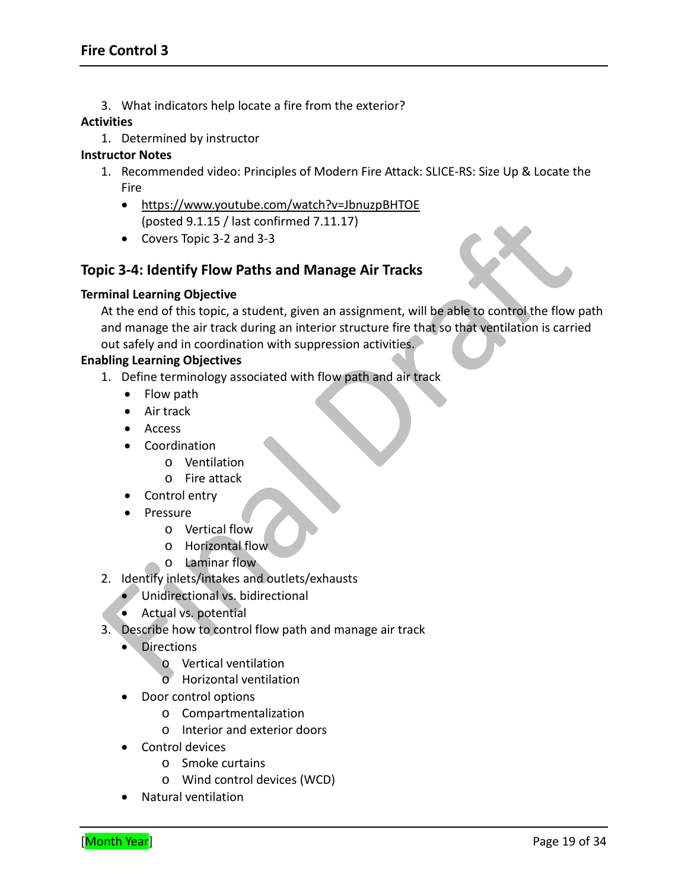3. What indicators help locate a fire from the exterior?

**Activities**

1. Determined by instructor

**Instructor Notes**

1. Recommended video: Principles of Modern Fire Attack: SLICE-RS: Size Up & Locate the Fire
   - https://www.youtube.com/watch?v=JbnuzpBHTOE (posted 9.1.15 / last confirmed 7.11.17)
   - Covers Topic 3-2 and 3-3

## Topic 3-4: Identify Flow Paths and Manage Air Tracks

**Terminal Learning Objective**

At the end of this topic, a student, given an assignment, will be able to control the flow path and manage the air track during an interior structure fire that so that ventilation is carried out safely and in coordination with suppression activities.

**Enabling Learning Objectives**

1. Define terminology associated with flow path and air track
   - Flow path
   - Air track
   - Access
   - Coordination
     - Ventilation
     - Fire attack
   - Control entry
   - Pressure
     - Vertical flow
     - Horizontal flow
     - Laminar flow
2. Identify inlets/intakes and outlets/exhausts
   - Unidirectional vs. bidirectional
   - Actual vs. potential
3. Describe how to control flow path and manage air track
   - Directions
     - Vertical ventilation
     - Horizontal ventilation
   - Door control options
     - Compartmentalization
     - Interior and exterior doors
   - Control devices
     - Smoke curtains
     - Wind control devices (WCD)
   - Natural ventilation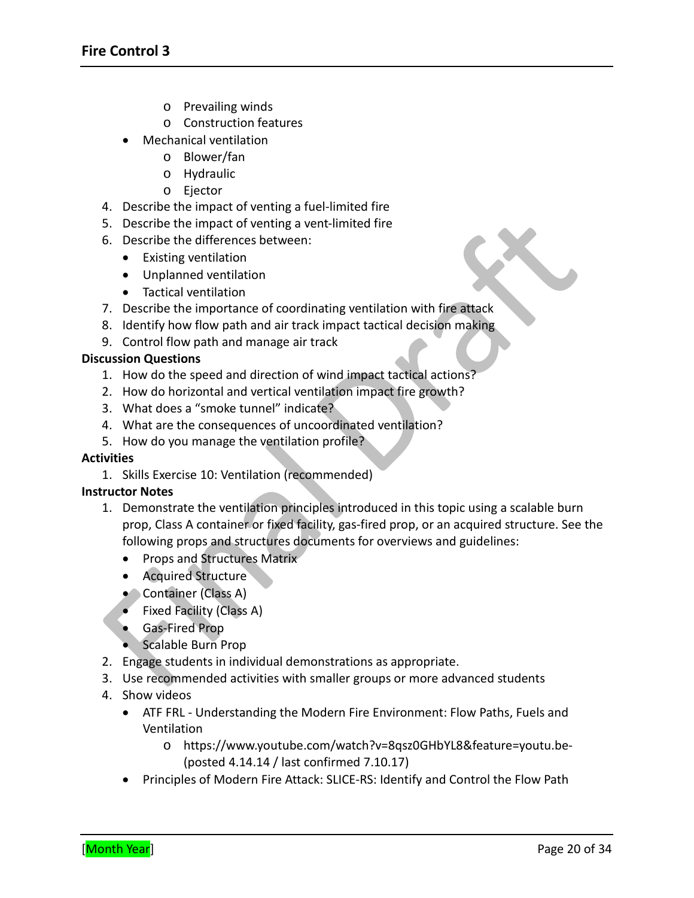- Prevailing winds
  - Construction features
- Mechanical ventilation
  - Blower/fan
  - Hydraulic
  - Ejector

4. Describe the impact of venting a fuel-limited fire
5. Describe the impact of venting a vent-limited fire
6. Describe the differences between:
   - Existing ventilation
   - Unplanned ventilation
   - Tactical ventilation
7. Describe the importance of coordinating ventilation with fire attack
8. Identify how flow path and air track impact tactical decision making
9. Control flow path and manage air track

**Discussion Questions**

1. How do the speed and direction of wind impact tactical actions?
2. How do horizontal and vertical ventilation impact fire growth?
3. What does a "smoke tunnel" indicate?
4. What are the consequences of uncoordinated ventilation?
5. How do you manage the ventilation profile?

**Activities**

1. Skills Exercise 10: Ventilation (recommended)

**Instructor Notes**

1. Demonstrate the ventilation principles introduced in this topic using a scalable burn prop, Class A container or fixed facility, gas-fired prop, or an acquired structure. See the following props and structures documents for overviews and guidelines:
   - Props and Structures Matrix
   - Acquired Structure
   - Container (Class A)
   - Fixed Facility (Class A)
   - Gas-Fired Prop
   - Scalable Burn Prop
2. Engage students in individual demonstrations as appropriate.
3. Use recommended activities with smaller groups or more advanced students
4. Show videos
   - ATF FRL - Understanding the Modern Fire Environment: Flow Paths, Fuels and Ventilation
     - https://www.youtube.com/watch?v=8qsz0GHbYL8&feature=youtu.be- (posted 4.14.14 / last confirmed 7.10.17)
   - Principles of Modern Fire Attack: SLICE-RS: Identify and Control the Flow Path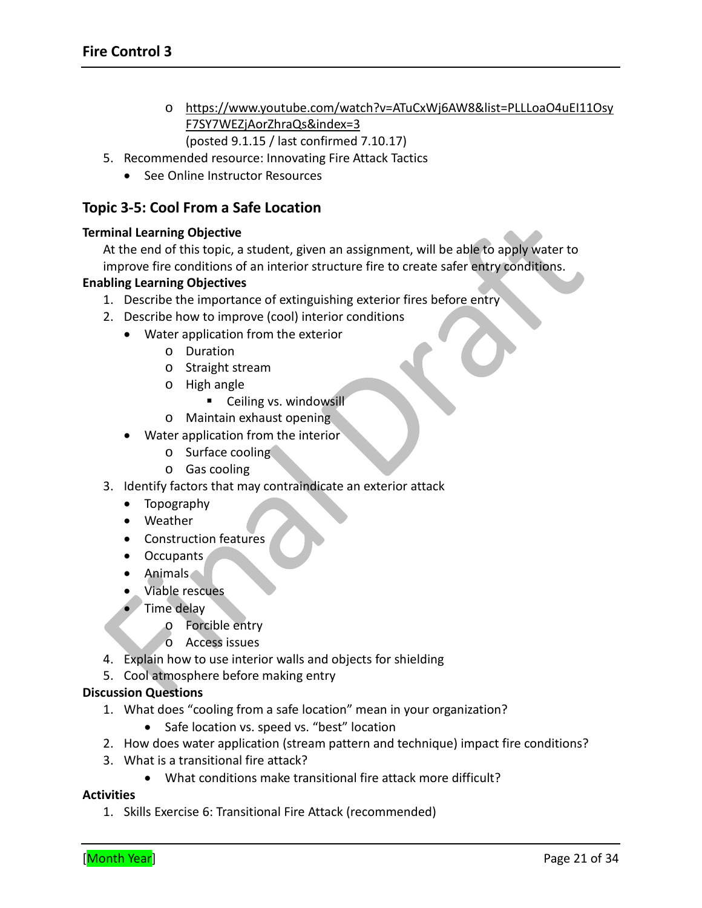- https://www.youtube.com/watch?v=ATuCxWj6AW8&list=PLLLoaO4uEI11OsyF7SY7WEZjAorZhraQs&index=3
  (posted 9.1.15 / last confirmed 7.10.17)

5. Recommended resource: Innovating Fire Attack Tactics
   - See Online Instructor Resources

## Topic 3-5: Cool From a Safe Location

**Terminal Learning Objective**

At the end of this topic, a student, given an assignment, will be able to apply water to improve fire conditions of an interior structure fire to create safer entry conditions.

**Enabling Learning Objectives**

1. Describe the importance of extinguishing exterior fires before entry
2. Describe how to improve (cool) interior conditions
   - Water application from the exterior
     - Duration
     - Straight stream
     - High angle
       - Ceiling vs. windowsill
     - Maintain exhaust opening
   - Water application from the interior
     - Surface cooling
     - Gas cooling
3. Identify factors that may contraindicate an exterior attack
   - Topography
   - Weather
   - Construction features
   - Occupants
   - Animals
   - Viable rescues
   - Time delay
     - Forcible entry
     - Access issues
4. Explain how to use interior walls and objects for shielding
5. Cool atmosphere before making entry

**Discussion Questions**

1. What does "cooling from a safe location" mean in your organization?
   - Safe location vs. speed vs. "best" location
2. How does water application (stream pattern and technique) impact fire conditions?
3. What is a transitional fire attack?
   - What conditions make transitional fire attack more difficult?

**Activities**

1. Skills Exercise 6: Transitional Fire Attack (recommended)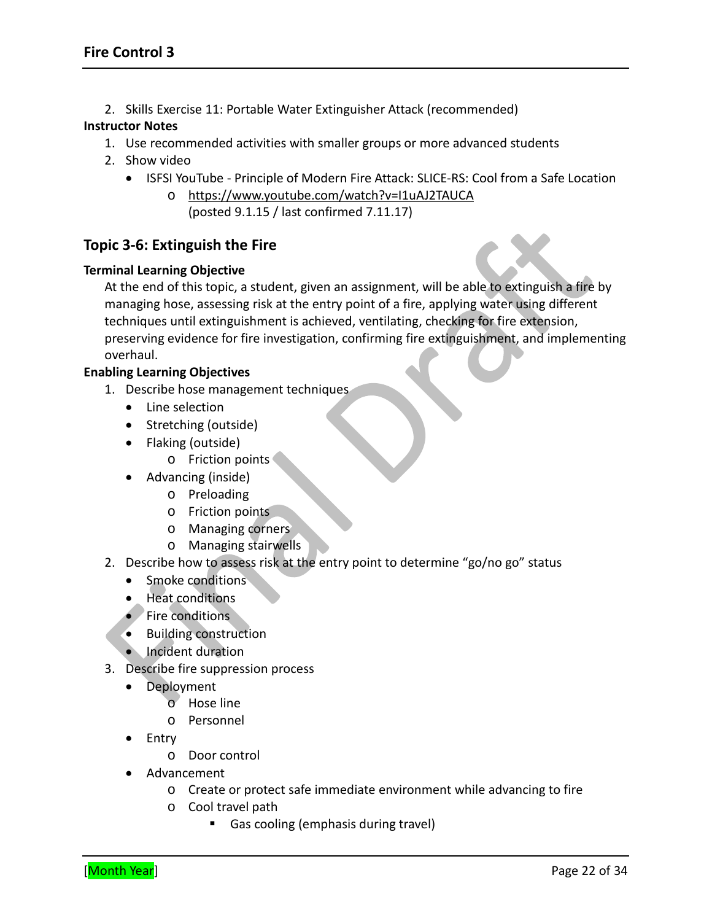2. Skills Exercise 11: Portable Water Extinguisher Attack (recommended)

**Instructor Notes**

1. Use recommended activities with smaller groups or more advanced students
2. Show video
   - ISFSI YouTube - Principle of Modern Fire Attack: SLICE-RS: Cool from a Safe Location
     - https://www.youtube.com/watch?v=I1uAJ2TAUCA
       (posted 9.1.15 / last confirmed 7.11.17)

## Topic 3-6: Extinguish the Fire

**Terminal Learning Objective**

At the end of this topic, a student, given an assignment, will be able to extinguish a fire by managing hose, assessing risk at the entry point of a fire, applying water using different techniques until extinguishment is achieved, ventilating, checking for fire extension, preserving evidence for fire investigation, confirming fire extinguishment, and implementing overhaul.

**Enabling Learning Objectives**

1. Describe hose management techniques
   - Line selection
   - Stretching (outside)
   - Flaking (outside)
     - Friction points
   - Advancing (inside)
     - Preloading
     - Friction points
     - Managing corners
     - Managing stairwells
2. Describe how to assess risk at the entry point to determine "go/no go" status
   - Smoke conditions
   - Heat conditions
   - Fire conditions
   - Building construction
   - Incident duration
3. Describe fire suppression process
   - Deployment
     - Hose line
     - Personnel
   - Entry
     - Door control
   - Advancement
     - Create or protect safe immediate environment while advancing to fire
     - Cool travel path
       - Gas cooling (emphasis during travel)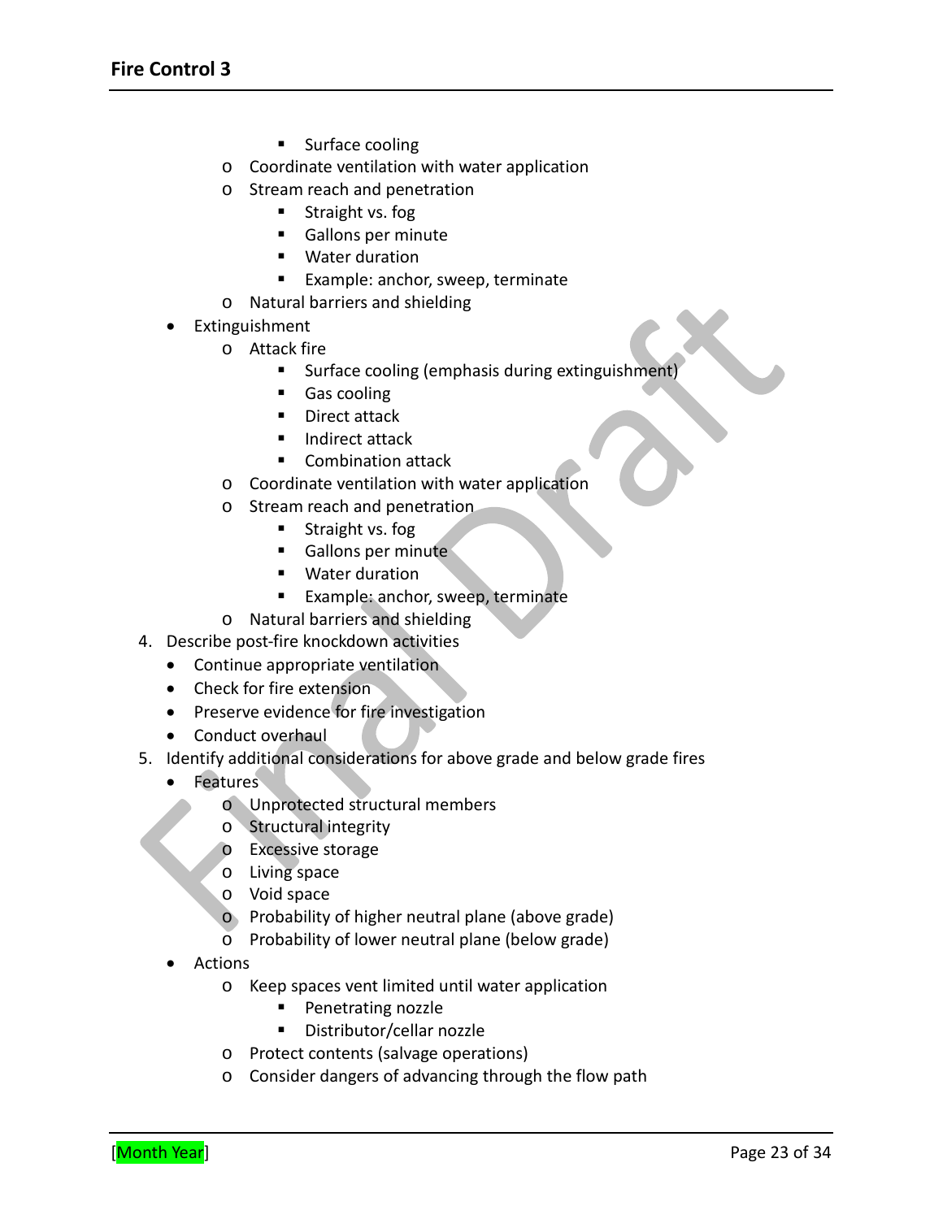- Surface cooling
    - Coordinate ventilation with water application
    - Stream reach and penetration
        - Straight vs. fog
        - Gallons per minute
        - Water duration
        - Example: anchor, sweep, terminate
    - Natural barriers and shielding
- Extinguishment
    - Attack fire
        - Surface cooling (emphasis during extinguishment)
        - Gas cooling
        - Direct attack
        - Indirect attack
        - Combination attack
    - Coordinate ventilation with water application
    - Stream reach and penetration
        - Straight vs. fog
        - Gallons per minute
        - Water duration
        - Example: anchor, sweep, terminate
    - Natural barriers and shielding

4. Describe post-fire knockdown activities
    - Continue appropriate ventilation
    - Check for fire extension
    - Preserve evidence for fire investigation
    - Conduct overhaul
5. Identify additional considerations for above grade and below grade fires
    - Features
        - Unprotected structural members
        - Structural integrity
        - Excessive storage
        - Living space
        - Void space
        - Probability of higher neutral plane (above grade)
        - Probability of lower neutral plane (below grade)
    - Actions
        - Keep spaces vent limited until water application
            - Penetrating nozzle
            - Distributor/cellar nozzle
        - Protect contents (salvage operations)
        - Consider dangers of advancing through the flow path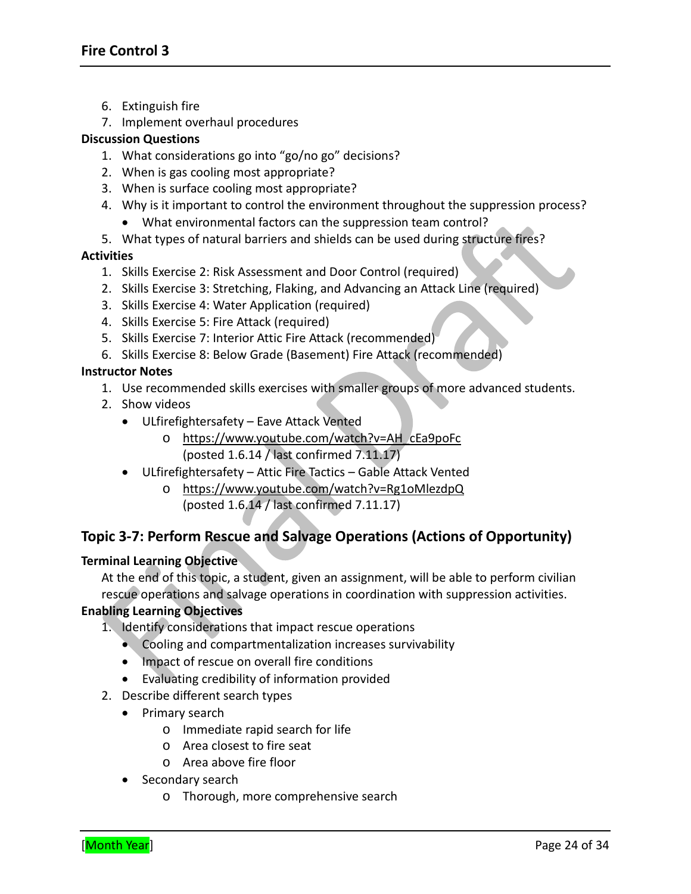6. Extinguish fire
7. Implement overhaul procedures

**Discussion Questions**

1. What considerations go into "go/no go" decisions?
2. When is gas cooling most appropriate?
3. When is surface cooling most appropriate?
4. Why is it important to control the environment throughout the suppression process?
   - What environmental factors can the suppression team control?
5. What types of natural barriers and shields can be used during structure fires?

**Activities**

1. Skills Exercise 2: Risk Assessment and Door Control (required)
2. Skills Exercise 3: Stretching, Flaking, and Advancing an Attack Line (required)
3. Skills Exercise 4: Water Application (required)
4. Skills Exercise 5: Fire Attack (required)
5. Skills Exercise 7: Interior Attic Fire Attack (recommended)
6. Skills Exercise 8: Below Grade (Basement) Fire Attack (recommended)

**Instructor Notes**

1. Use recommended skills exercises with smaller groups of more advanced students.
2. Show videos
   - ULfirefightersafety – Eave Attack Vented
     - https://www.youtube.com/watch?v=AH_cEa9poFc (posted 1.6.14 / last confirmed 7.11.17)
   - ULfirefightersafety – Attic Fire Tactics – Gable Attack Vented
     - https://www.youtube.com/watch?v=Rg1oMlezdpQ (posted 1.6.14 / last confirmed 7.11.17)

## Topic 3-7: Perform Rescue and Salvage Operations (Actions of Opportunity)

**Terminal Learning Objective**

At the end of this topic, a student, given an assignment, will be able to perform civilian rescue operations and salvage operations in coordination with suppression activities.

**Enabling Learning Objectives**

1. Identify considerations that impact rescue operations
   - Cooling and compartmentalization increases survivability
   - Impact of rescue on overall fire conditions
   - Evaluating credibility of information provided
2. Describe different search types
   - Primary search
     - Immediate rapid search for life
     - Area closest to fire seat
     - Area above fire floor
   - Secondary search
     - Thorough, more comprehensive search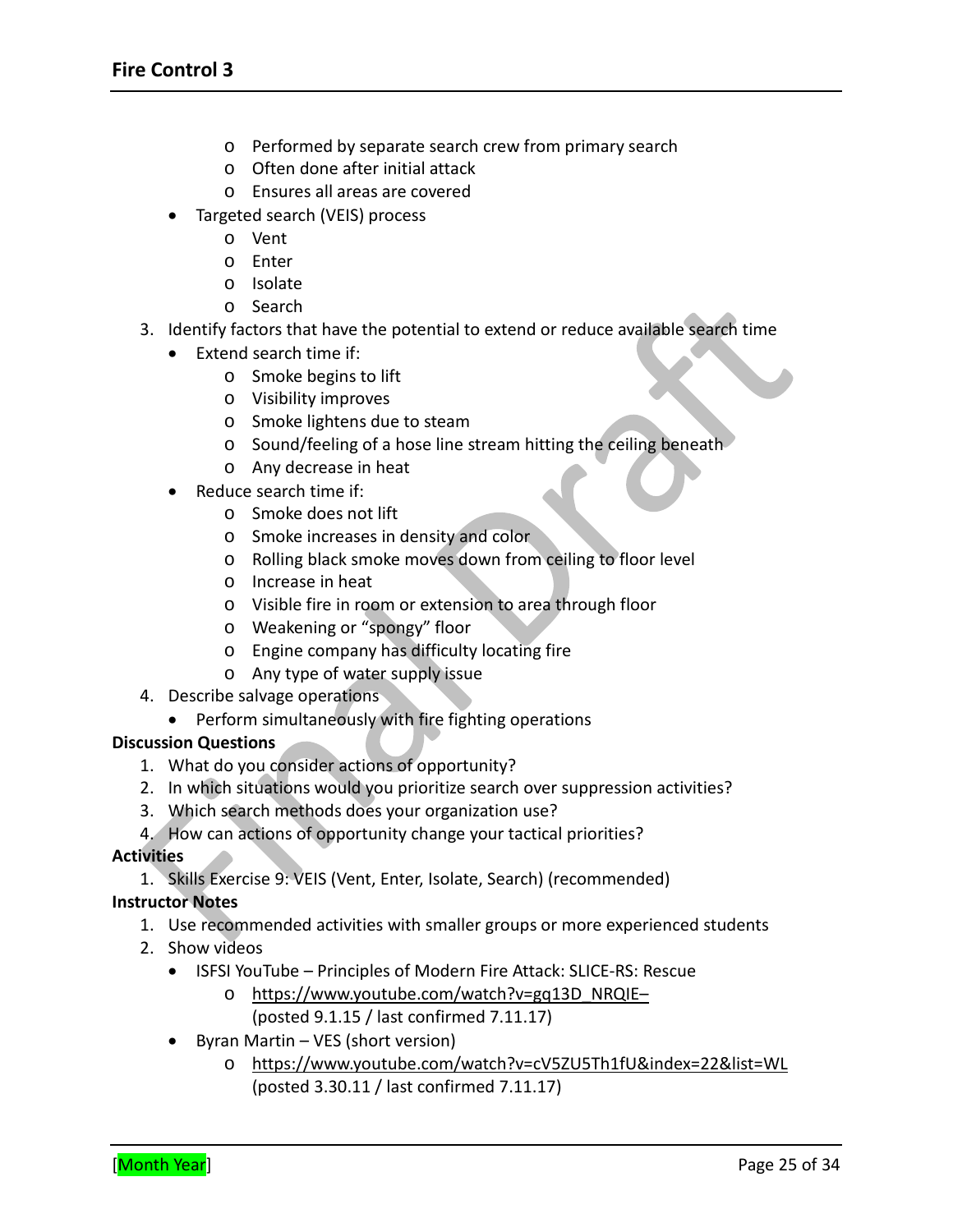- Performed by separate search crew from primary search
  - Often done after initial attack
  - Ensures all areas are covered
- Targeted search (VEIS) process
  - Vent
  - Enter
  - Isolate
  - Search

3. Identify factors that have the potential to extend or reduce available search time
   - Extend search time if:
     - Smoke begins to lift
     - Visibility improves
     - Smoke lightens due to steam
     - Sound/feeling of a hose line stream hitting the ceiling beneath
     - Any decrease in heat
   - Reduce search time if:
     - Smoke does not lift
     - Smoke increases in density and color
     - Rolling black smoke moves down from ceiling to floor level
     - Increase in heat
     - Visible fire in room or extension to area through floor
     - Weakening or "spongy" floor
     - Engine company has difficulty locating fire
     - Any type of water supply issue
4. Describe salvage operations
   - Perform simultaneously with fire fighting operations

**Discussion Questions**

1. What do you consider actions of opportunity?
2. In which situations would you prioritize search over suppression activities?
3. Which search methods does your organization use?
4. How can actions of opportunity change your tactical priorities?

**Activities**

1. Skills Exercise 9: VEIS (Vent, Enter, Isolate, Search) (recommended)

**Instructor Notes**

1. Use recommended activities with smaller groups or more experienced students
2. Show videos
   - ISFSI YouTube – Principles of Modern Fire Attack: SLICE-RS: Rescue
     - https://www.youtube.com/watch?v=gq13D_NRQIE– (posted 9.1.15 / last confirmed 7.11.17)
   - Byran Martin – VES (short version)
     - https://www.youtube.com/watch?v=cV5ZU5Th1fU&index=22&list=WL (posted 3.30.11 / last confirmed 7.11.17)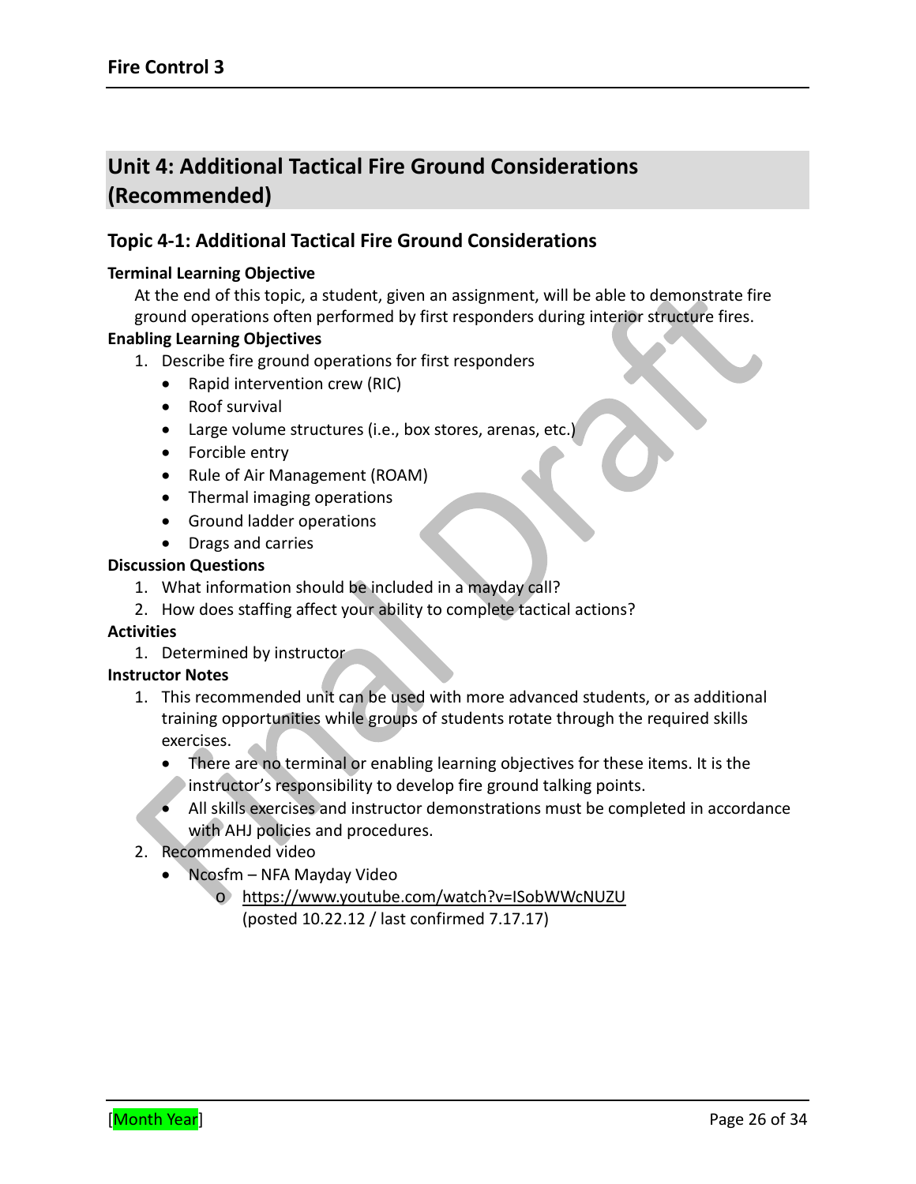## Unit 4: Additional Tactical Fire Ground Considerations (Recommended)

### Topic 4-1: Additional Tactical Fire Ground Considerations

**Terminal Learning Objective**

At the end of this topic, a student, given an assignment, will be able to demonstrate fire ground operations often performed by first responders during interior structure fires.

**Enabling Learning Objectives**

1. Describe fire ground operations for first responders
   - Rapid intervention crew (RIC)
   - Roof survival
   - Large volume structures (i.e., box stores, arenas, etc.)
   - Forcible entry
   - Rule of Air Management (ROAM)
   - Thermal imaging operations
   - Ground ladder operations
   - Drags and carries

**Discussion Questions**

1. What information should be included in a mayday call?
2. How does staffing affect your ability to complete tactical actions?

**Activities**

1. Determined by instructor

**Instructor Notes**

1. This recommended unit can be used with more advanced students, or as additional training opportunities while groups of students rotate through the required skills exercises.
   - There are no terminal or enabling learning objectives for these items. It is the instructor's responsibility to develop fire ground talking points.
   - All skills exercises and instructor demonstrations must be completed in accordance with AHJ policies and procedures.
2. Recommended video
   - Ncosfm – NFA Mayday Video
     - https://www.youtube.com/watch?v=ISobWWcNUZU (posted 10.22.12 / last confirmed 7.17.17)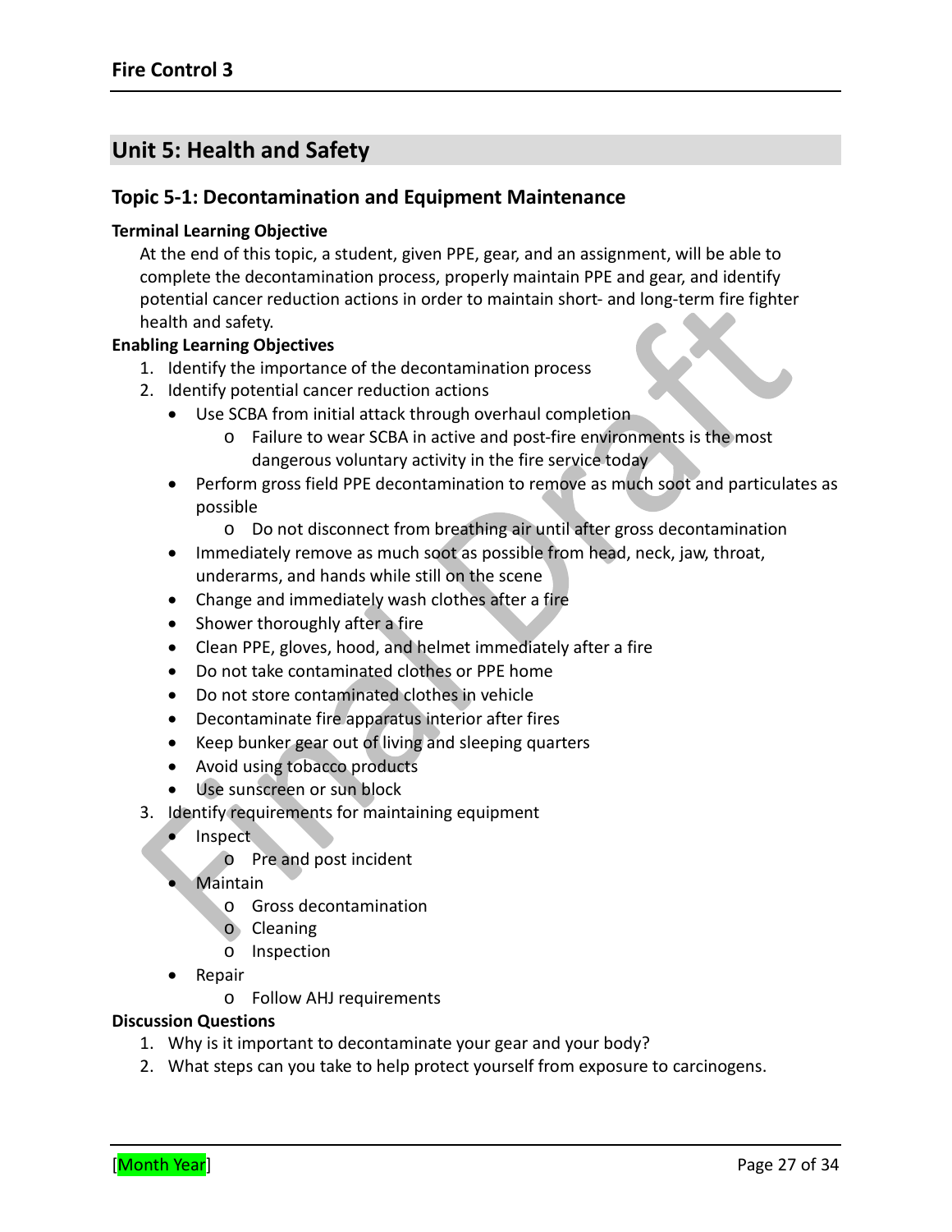## Unit 5: Health and Safety

### Topic 5-1: Decontamination and Equipment Maintenance

**Terminal Learning Objective**

At the end of this topic, a student, given PPE, gear, and an assignment, will be able to complete the decontamination process, properly maintain PPE and gear, and identify potential cancer reduction actions in order to maintain short- and long-term fire fighter health and safety.

**Enabling Learning Objectives**

1. Identify the importance of the decontamination process
2. Identify potential cancer reduction actions
   - Use SCBA from initial attack through overhaul completion
     - Failure to wear SCBA in active and post-fire environments is the most dangerous voluntary activity in the fire service today
   - Perform gross field PPE decontamination to remove as much soot and particulates as possible
     - Do not disconnect from breathing air until after gross decontamination
   - Immediately remove as much soot as possible from head, neck, jaw, throat, underarms, and hands while still on the scene
   - Change and immediately wash clothes after a fire
   - Shower thoroughly after a fire
   - Clean PPE, gloves, hood, and helmet immediately after a fire
   - Do not take contaminated clothes or PPE home
   - Do not store contaminated clothes in vehicle
   - Decontaminate fire apparatus interior after fires
   - Keep bunker gear out of living and sleeping quarters
   - Avoid using tobacco products
   - Use sunscreen or sun block
3. Identify requirements for maintaining equipment
   - Inspect
     - Pre and post incident
   - Maintain
     - Gross decontamination
     - Cleaning
     - Inspection
   - Repair
     - Follow AHJ requirements

**Discussion Questions**

1. Why is it important to decontaminate your gear and your body?
2. What steps can you take to help protect yourself from exposure to carcinogens.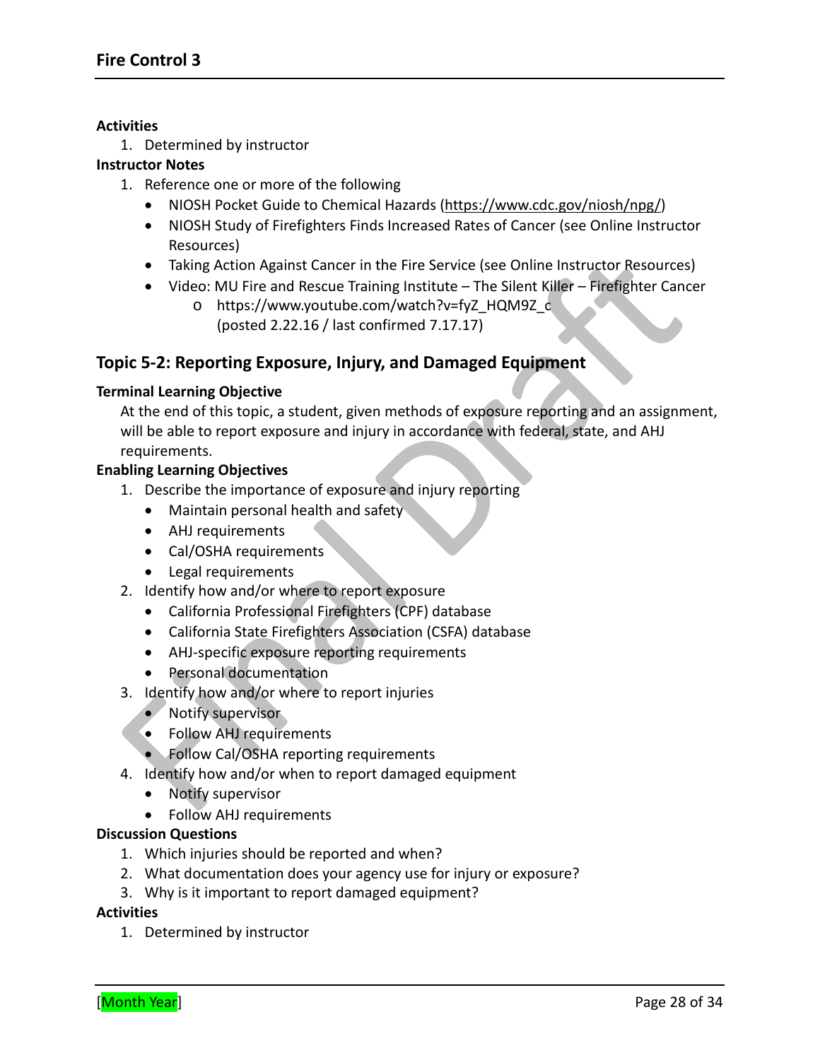**Activities**

1. Determined by instructor

**Instructor Notes**

1. Reference one or more of the following
   - NIOSH Pocket Guide to Chemical Hazards (https://www.cdc.gov/niosh/npg/)
   - NIOSH Study of Firefighters Finds Increased Rates of Cancer (see Online Instructor Resources)
   - Taking Action Against Cancer in the Fire Service (see Online Instructor Resources)
   - Video: MU Fire and Rescue Training Institute – The Silent Killer – Firefighter Cancer
     - https://www.youtube.com/watch?v=fyZ_HQM9Z_c (posted 2.22.16 / last confirmed 7.17.17)

## Topic 5-2: Reporting Exposure, Injury, and Damaged Equipment

**Terminal Learning Objective**

At the end of this topic, a student, given methods of exposure reporting and an assignment, will be able to report exposure and injury in accordance with federal, state, and AHJ requirements.

**Enabling Learning Objectives**

1. Describe the importance of exposure and injury reporting
   - Maintain personal health and safety
   - AHJ requirements
   - Cal/OSHA requirements
   - Legal requirements
2. Identify how and/or where to report exposure
   - California Professional Firefighters (CPF) database
   - California State Firefighters Association (CSFA) database
   - AHJ-specific exposure reporting requirements
   - Personal documentation
3. Identify how and/or where to report injuries
   - Notify supervisor
   - Follow AHJ requirements
   - Follow Cal/OSHA reporting requirements
4. Identify how and/or when to report damaged equipment
   - Notify supervisor
   - Follow AHJ requirements

**Discussion Questions**

1. Which injuries should be reported and when?
2. What documentation does your agency use for injury or exposure?
3. Why is it important to report damaged equipment?

**Activities**

1. Determined by instructor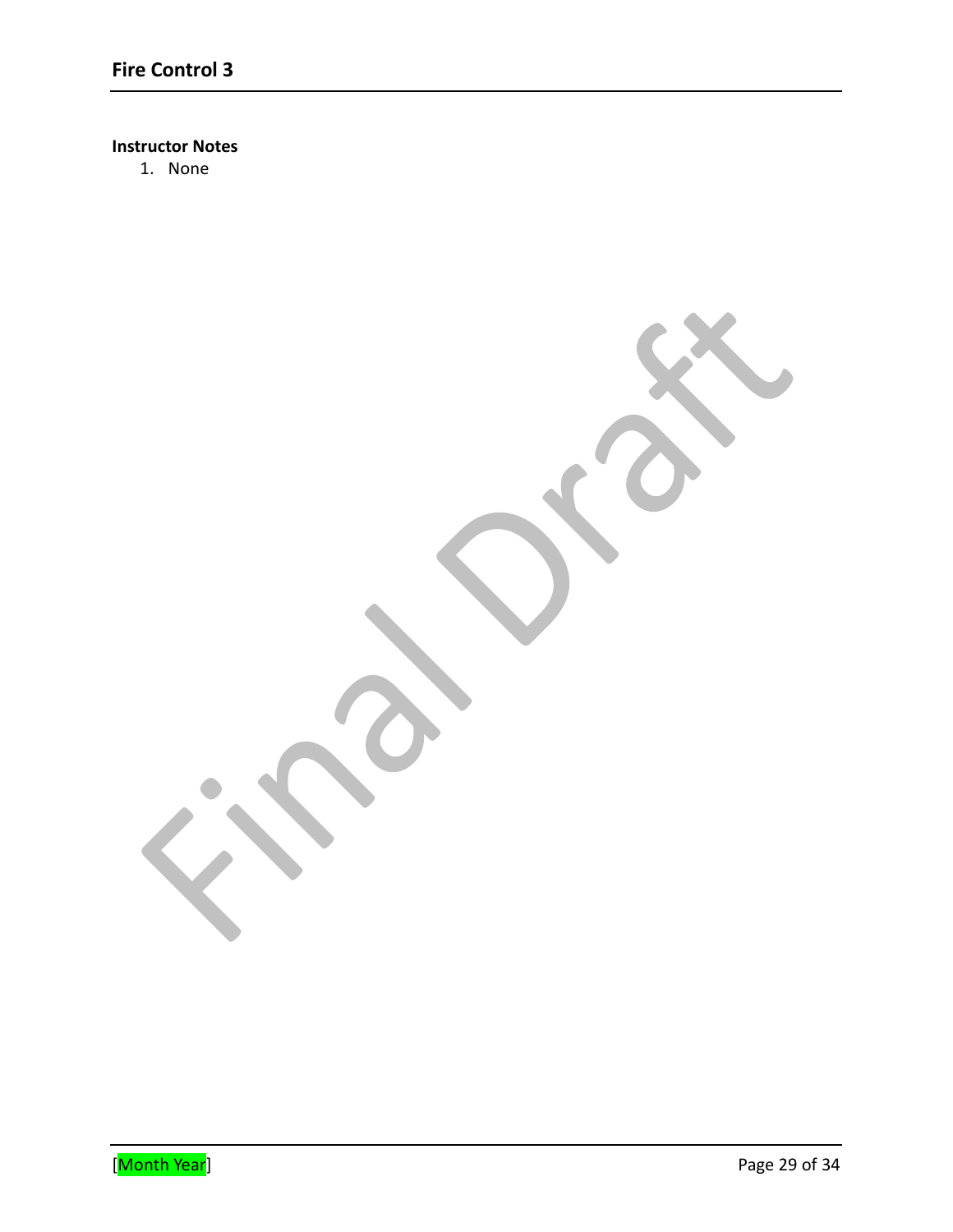**Instructor Notes**

1. None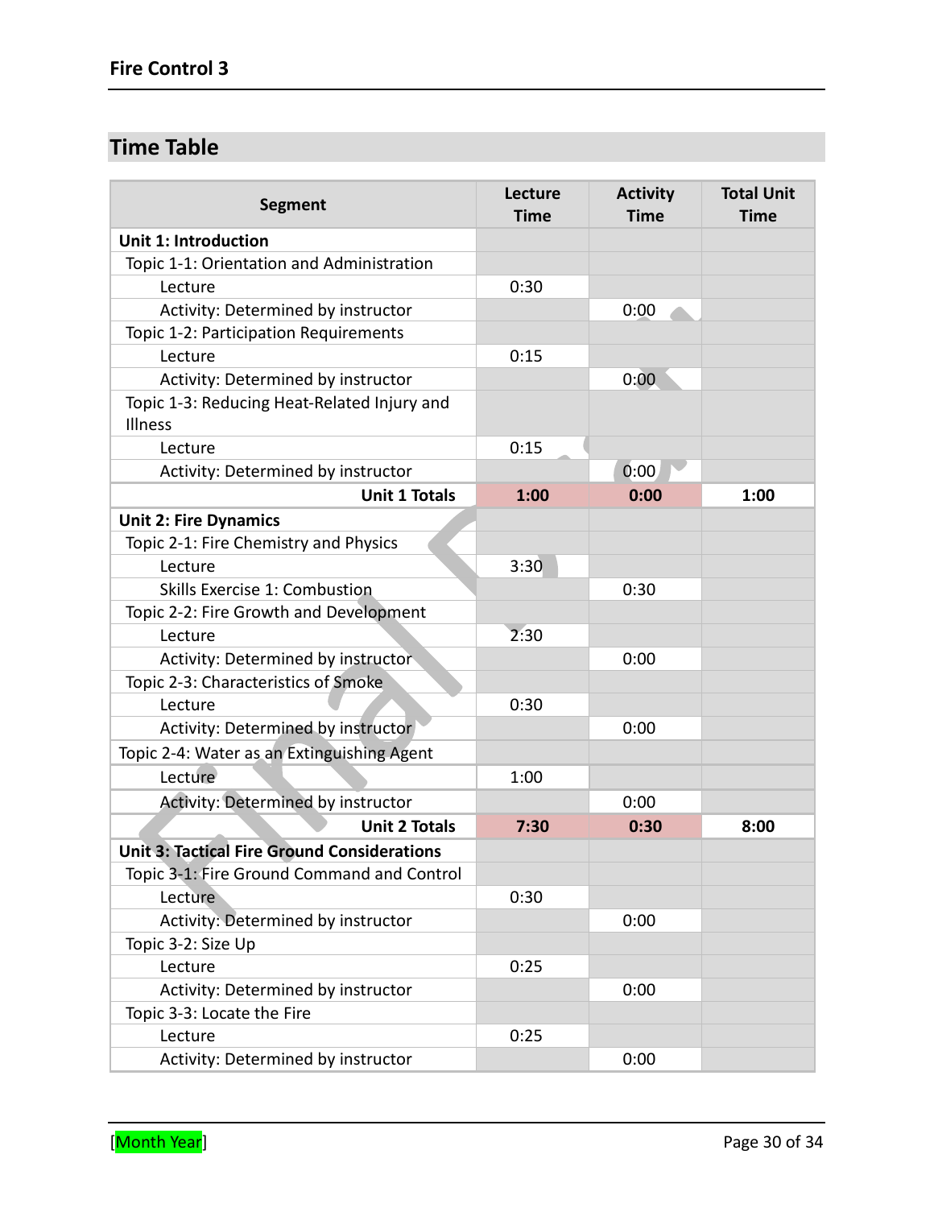## Time Table

| Segment | Lecture Time | Activity Time | Total Unit Time |
|---|---|---|---|
| **Unit 1: Introduction** | | | |
| Topic 1-1: Orientation and Administration | | | |
| Lecture | 0:30 | | |
| Activity: Determined by instructor | | 0:00 | |
| Topic 1-2: Participation Requirements | | | |
| Lecture | 0:15 | | |
| Activity: Determined by instructor | | 0:00 | |
| Topic 1-3: Reducing Heat-Related Injury and Illness | | | |
| Lecture | 0:15 | | |
| Activity: Determined by instructor | | 0:00 | |
| **Unit 1 Totals** | **1:00** | **0:00** | **1:00** |
| **Unit 2: Fire Dynamics** | | | |
| Topic 2-1: Fire Chemistry and Physics | | | |
| Lecture | 3:30 | | |
| Skills Exercise 1: Combustion | | 0:30 | |
| Topic 2-2: Fire Growth and Development | | | |
| Lecture | 2:30 | | |
| Activity: Determined by instructor | | 0:00 | |
| Topic 2-3: Characteristics of Smoke | | | |
| Lecture | 0:30 | | |
| Activity: Determined by instructor | | 0:00 | |
| Topic 2-4: Water as an Extinguishing Agent | | | |
| Lecture | 1:00 | | |
| Activity: Determined by instructor | | 0:00 | |
| **Unit 2 Totals** | **7:30** | **0:30** | **8:00** |
| **Unit 3: Tactical Fire Ground Considerations** | | | |
| Topic 3-1: Fire Ground Command and Control | | | |
| Lecture | 0:30 | | |
| Activity: Determined by instructor | | 0:00 | |
| Topic 3-2: Size Up | | | |
| Lecture | 0:25 | | |
| Activity: Determined by instructor | | 0:00 | |
| Topic 3-3: Locate the Fire | | | |
| Lecture | 0:25 | | |
| Activity: Determined by instructor | | 0:00 | |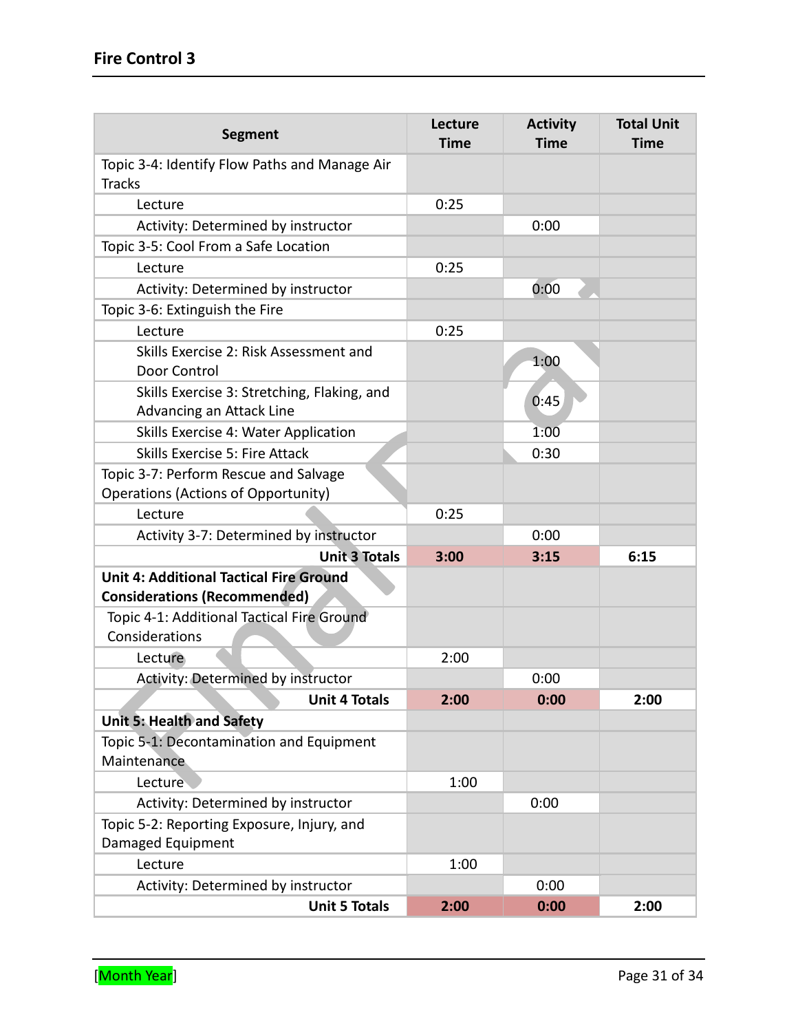| Segment | Lecture Time | Activity Time | Total Unit Time |
|---|---|---|---|
| Topic 3-4: Identify Flow Paths and Manage Air Tracks | | | |
| Lecture | 0:25 | | |
| Activity: Determined by instructor | | 0:00 | |
| Topic 3-5: Cool From a Safe Location | | | |
| Lecture | 0:25 | | |
| Activity: Determined by instructor | | 0:00 | |
| Topic 3-6: Extinguish the Fire | | | |
| Lecture | 0:25 | | |
| Skills Exercise 2: Risk Assessment and Door Control | | 1:00 | |
| Skills Exercise 3: Stretching, Flaking, and Advancing an Attack Line | | 0:45 | |
| Skills Exercise 4: Water Application | | 1:00 | |
| Skills Exercise 5: Fire Attack | | 0:30 | |
| Topic 3-7: Perform Rescue and Salvage Operations (Actions of Opportunity) | | | |
| Lecture | 0:25 | | |
| Activity 3-7: Determined by instructor | | 0:00 | |
| **Unit 3 Totals** | **3:00** | **3:15** | **6:15** |
| **Unit 4: Additional Tactical Fire Ground Considerations (Recommended)** | | | |
| Topic 4-1: Additional Tactical Fire Ground Considerations | | | |
| Lecture | 2:00 | | |
| Activity: Determined by instructor | | 0:00 | |
| **Unit 4 Totals** | **2:00** | **0:00** | **2:00** |
| **Unit 5: Health and Safety** | | | |
| Topic 5-1: Decontamination and Equipment Maintenance | | | |
| Lecture | 1:00 | | |
| Activity: Determined by instructor | | 0:00 | |
| Topic 5-2: Reporting Exposure, Injury, and Damaged Equipment | | | |
| Lecture | 1:00 | | |
| Activity: Determined by instructor | | 0:00 | |
| **Unit 5 Totals** | **2:00** | **0:00** | **2:00** |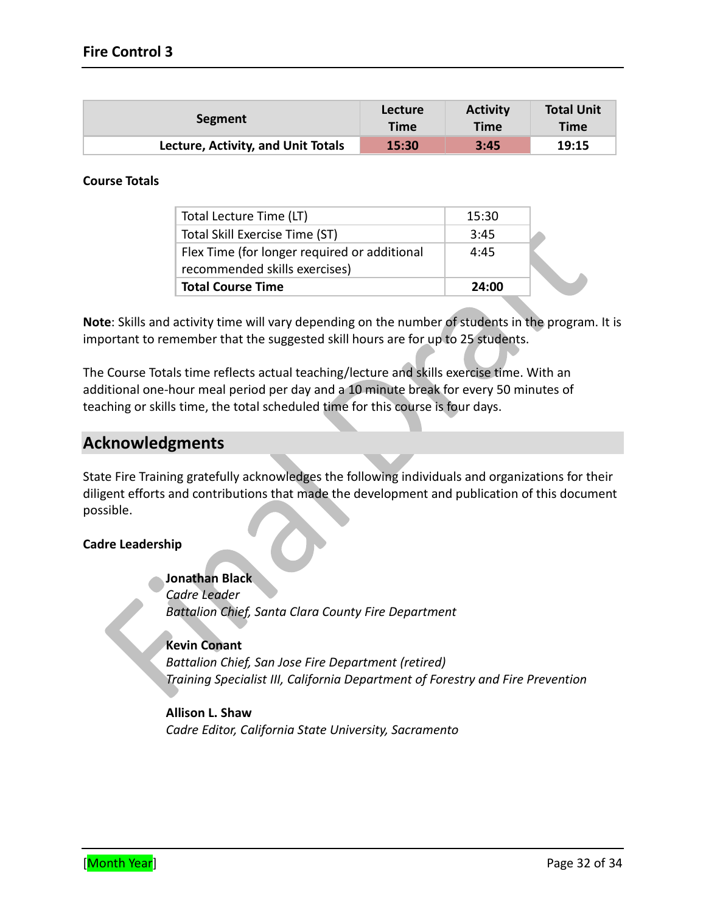| Segment | Lecture Time | Activity Time | Total Unit Time |
|---|---|---|---|
| **Lecture, Activity, and Unit Totals** | **15:30** | **3:45** | **19:15** |

**Course Totals**

| Total Lecture Time (LT) | 15:30 |
|---|---|
| Total Skill Exercise Time (ST) | 3:45 |
| Flex Time (for longer required or additional recommended skills exercises) | 4:45 |
| **Total Course Time** | **24:00** |

**Note**: Skills and activity time will vary depending on the number of students in the program. It is important to remember that the suggested skill hours are for up to 25 students.

The Course Totals time reflects actual teaching/lecture and skills exercise time. With an additional one-hour meal period per day and a 10 minute break for every 50 minutes of teaching or skills time, the total scheduled time for this course is four days.

## Acknowledgments

State Fire Training gratefully acknowledges the following individuals and organizations for their diligent efforts and contributions that made the development and publication of this document possible.

**Cadre Leadership**

**Jonathan Black**
*Cadre Leader*
*Battalion Chief, Santa Clara County Fire Department*

**Kevin Conant**
*Battalion Chief, San Jose Fire Department (retired)*
*Training Specialist III, California Department of Forestry and Fire Prevention*

**Allison L. Shaw**
*Cadre Editor, California State University, Sacramento*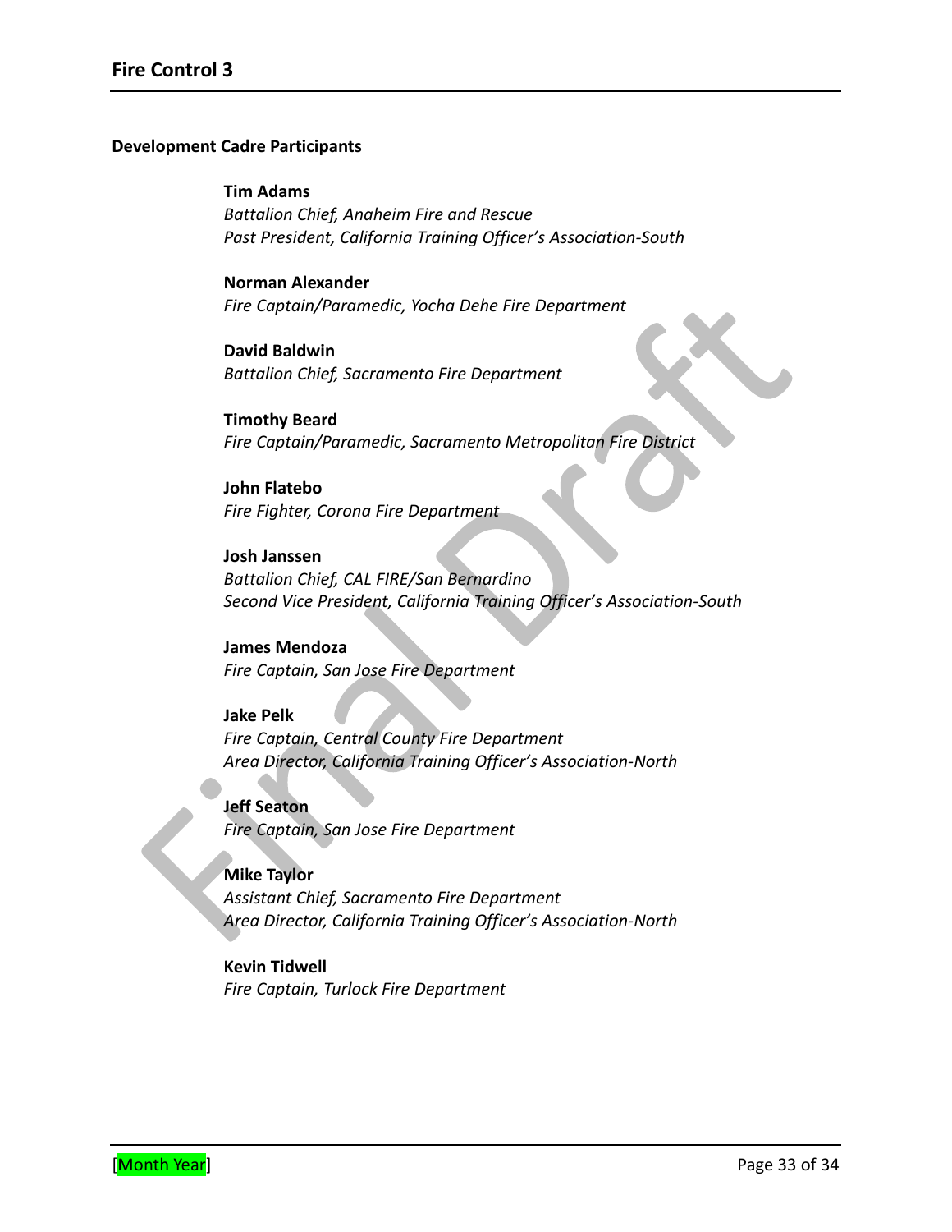**Development Cadre Participants**

**Tim Adams**
*Battalion Chief, Anaheim Fire and Rescue*
*Past President, California Training Officer's Association-South*

**Norman Alexander**
*Fire Captain/Paramedic, Yocha Dehe Fire Department*

**David Baldwin**
*Battalion Chief, Sacramento Fire Department*

**Timothy Beard**
*Fire Captain/Paramedic, Sacramento Metropolitan Fire District*

**John Flatebo**
*Fire Fighter, Corona Fire Department*

**Josh Janssen**
*Battalion Chief, CAL FIRE/San Bernardino*
*Second Vice President, California Training Officer's Association-South*

**James Mendoza**
*Fire Captain, San Jose Fire Department*

**Jake Pelk**
*Fire Captain, Central County Fire Department*
*Area Director, California Training Officer's Association-North*

**Jeff Seaton**
*Fire Captain, San Jose Fire Department*

**Mike Taylor**
*Assistant Chief, Sacramento Fire Department*
*Area Director, California Training Officer's Association-North*

**Kevin Tidwell**
*Fire Captain, Turlock Fire Department*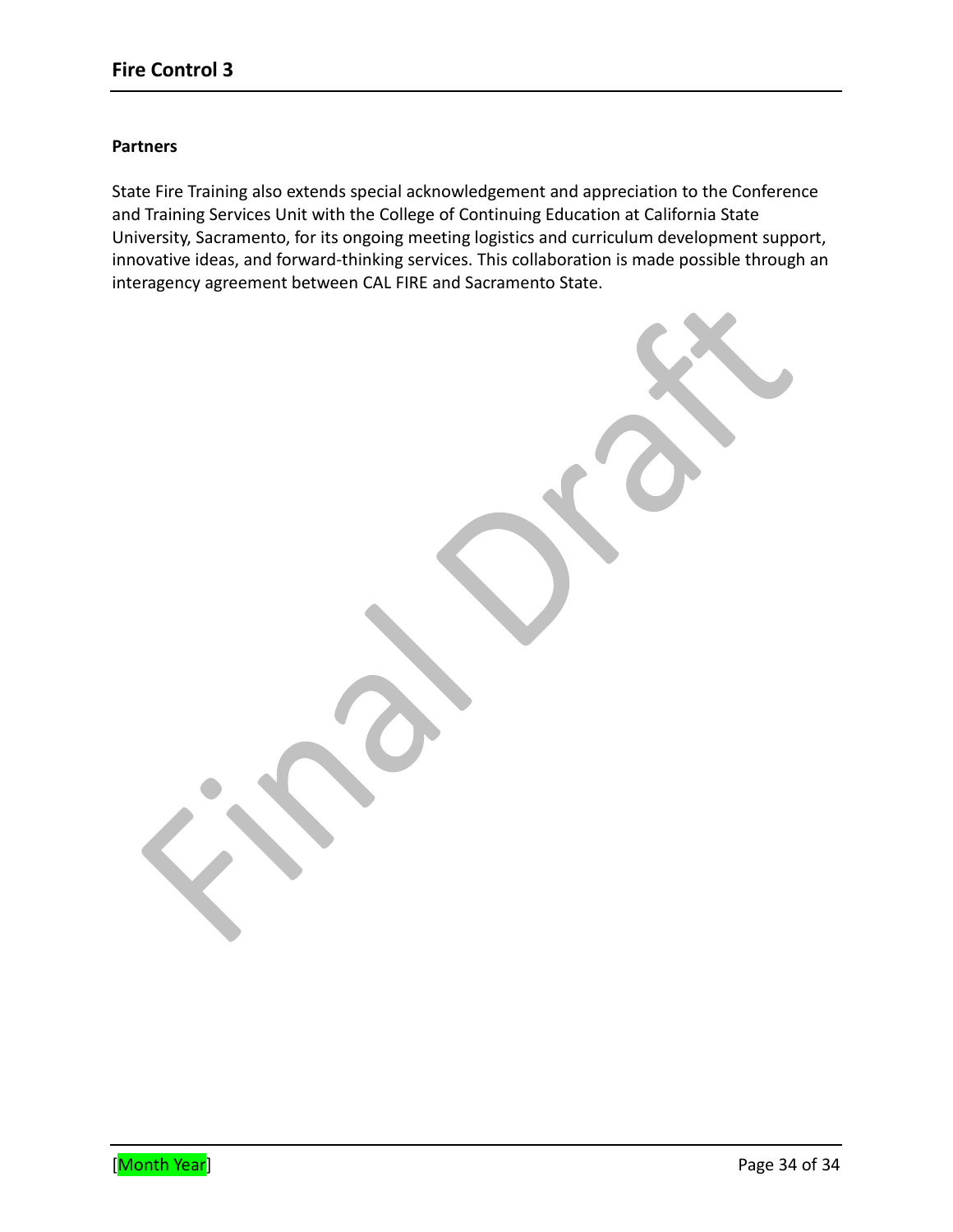**Partners**

State Fire Training also extends special acknowledgement and appreciation to the Conference and Training Services Unit with the College of Continuing Education at California State University, Sacramento, for its ongoing meeting logistics and curriculum development support, innovative ideas, and forward-thinking services. This collaboration is made possible through an interagency agreement between CAL FIRE and Sacramento State.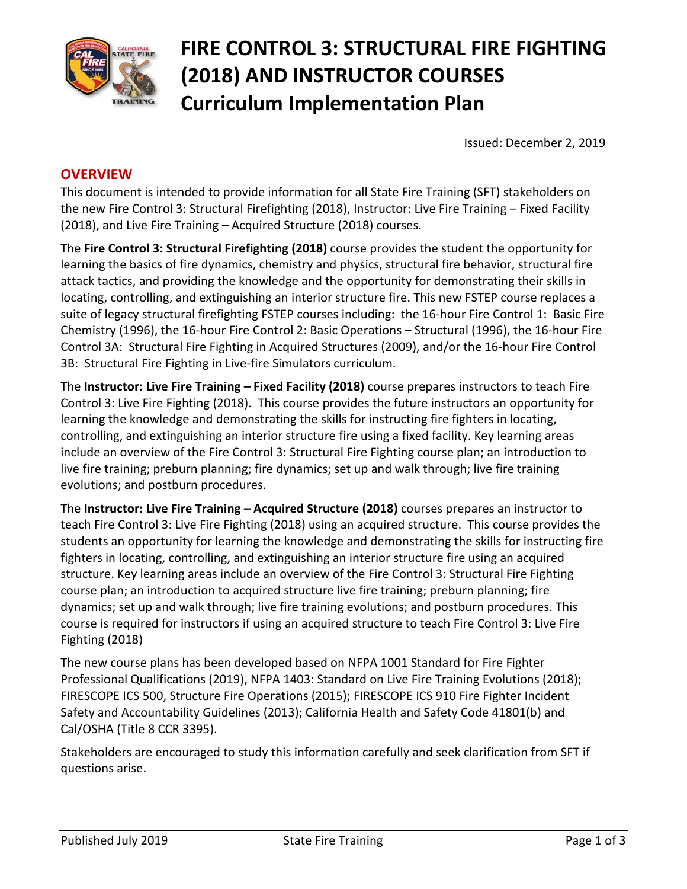# FIRE CONTROL 3: STRUCTURAL FIRE FIGHTING (2018) AND INSTRUCTOR COURSES

## Curriculum Implementation Plan

Issued: December 2, 2019

## OVERVIEW

This document is intended to provide information for all State Fire Training (SFT) stakeholders on the new Fire Control 3: Structural Firefighting (2018), Instructor: Live Fire Training – Fixed Facility (2018), and Live Fire Training – Acquired Structure (2018) courses.

The **Fire Control 3: Structural Firefighting (2018)** course provides the student the opportunity for learning the basics of fire dynamics, chemistry and physics, structural fire behavior, structural fire attack tactics, and providing the knowledge and the opportunity for demonstrating their skills in locating, controlling, and extinguishing an interior structure fire. This new FSTEP course replaces a suite of legacy structural firefighting FSTEP courses including: the 16-hour Fire Control 1: Basic Fire Chemistry (1996), the 16-hour Fire Control 2: Basic Operations – Structural (1996), the 16-hour Fire Control 3A: Structural Fire Fighting in Acquired Structures (2009), and/or the 16-hour Fire Control 3B: Structural Fire Fighting in Live-fire Simulators curriculum.

The **Instructor: Live Fire Training – Fixed Facility (2018)** course prepares instructors to teach Fire Control 3: Live Fire Fighting (2018). This course provides the future instructors an opportunity for learning the knowledge and demonstrating the skills for instructing fire fighters in locating, controlling, and extinguishing an interior structure fire using a fixed facility. Key learning areas include an overview of the Fire Control 3: Structural Fire Fighting course plan; an introduction to live fire training; preburn planning; fire dynamics; set up and walk through; live fire training evolutions; and postburn procedures.

The **Instructor: Live Fire Training – Acquired Structure (2018)** courses prepares an instructor to teach Fire Control 3: Live Fire Fighting (2018) using an acquired structure. This course provides the students an opportunity for learning the knowledge and demonstrating the skills for instructing fire fighters in locating, controlling, and extinguishing an interior structure fire using an acquired structure. Key learning areas include an overview of the Fire Control 3: Structural Fire Fighting course plan; an introduction to acquired structure live fire training; preburn planning; fire dynamics; set up and walk through; live fire training evolutions; and postburn procedures. This course is required for instructors if using an acquired structure to teach Fire Control 3: Live Fire Fighting (2018)

The new course plans has been developed based on NFPA 1001 Standard for Fire Fighter Professional Qualifications (2019), NFPA 1403: Standard on Live Fire Training Evolutions (2018); FIRESCOPE ICS 500, Structure Fire Operations (2015); FIRESCOPE ICS 910 Fire Fighter Incident Safety and Accountability Guidelines (2013); California Health and Safety Code 41801(b) and Cal/OSHA (Title 8 CCR 3395).

Stakeholders are encouraged to study this information carefully and seek clarification from SFT if questions arise.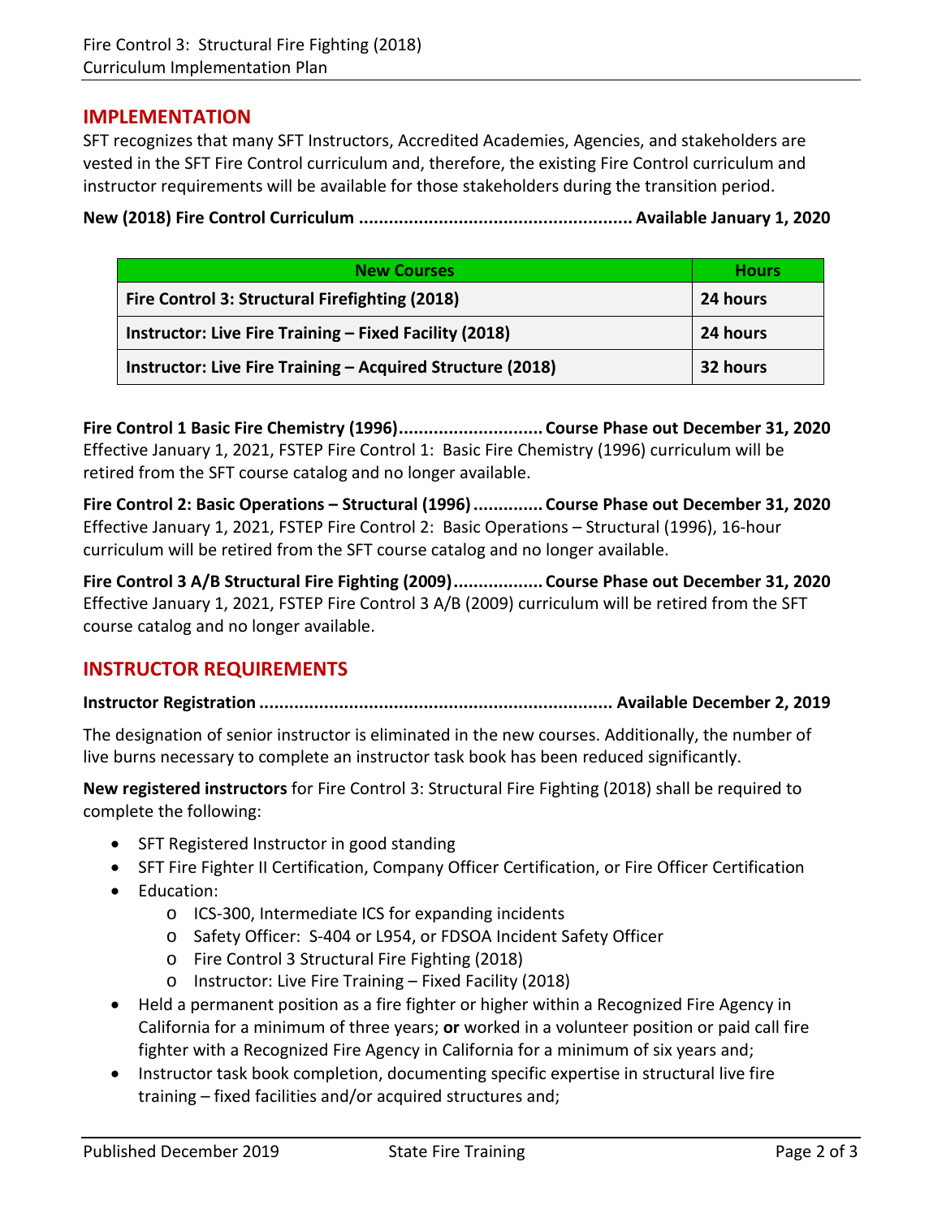## IMPLEMENTATION

SFT recognizes that many SFT Instructors, Accredited Academies, Agencies, and stakeholders are vested in the SFT Fire Control curriculum and, therefore, the existing Fire Control curriculum and instructor requirements will be available for those stakeholders during the transition period.

**New (2018) Fire Control Curriculum ....................................................... Available January 1, 2020**

| New Courses | Hours |
|---|---|
| **Fire Control 3: Structural Firefighting (2018)** | **24 hours** |
| **Instructor: Live Fire Training – Fixed Facility (2018)** | **24 hours** |
| **Instructor: Live Fire Training – Acquired Structure (2018)** | **32 hours** |

**Fire Control 1 Basic Fire Chemistry (1996)............................. Course Phase out December 31, 2020**
Effective January 1, 2021, FSTEP Fire Control 1: Basic Fire Chemistry (1996) curriculum will be retired from the SFT course catalog and no longer available.

**Fire Control 2: Basic Operations – Structural (1996) .............. Course Phase out December 31, 2020**
Effective January 1, 2021, FSTEP Fire Control 2: Basic Operations – Structural (1996), 16-hour curriculum will be retired from the SFT course catalog and no longer available.

**Fire Control 3 A/B Structural Fire Fighting (2009).................. Course Phase out December 31, 2020**
Effective January 1, 2021, FSTEP Fire Control 3 A/B (2009) curriculum will be retired from the SFT course catalog and no longer available.

## INSTRUCTOR REQUIREMENTS

**Instructor Registration ....................................................................... Available December 2, 2019**

The designation of senior instructor is eliminated in the new courses. Additionally, the number of live burns necessary to complete an instructor task book has been reduced significantly.

**New registered instructors** for Fire Control 3: Structural Fire Fighting (2018) shall be required to complete the following:

- SFT Registered Instructor in good standing
- SFT Fire Fighter II Certification, Company Officer Certification, or Fire Officer Certification
- Education:
  - ICS-300, Intermediate ICS for expanding incidents
  - Safety Officer: S-404 or L954, or FDSOA Incident Safety Officer
  - Fire Control 3 Structural Fire Fighting (2018)
  - Instructor: Live Fire Training – Fixed Facility (2018)
- Held a permanent position as a fire fighter or higher within a Recognized Fire Agency in California for a minimum of three years; **or** worked in a volunteer position or paid call fire fighter with a Recognized Fire Agency in California for a minimum of six years and;
- Instructor task book completion, documenting specific expertise in structural live fire training – fixed facilities and/or acquired structures and;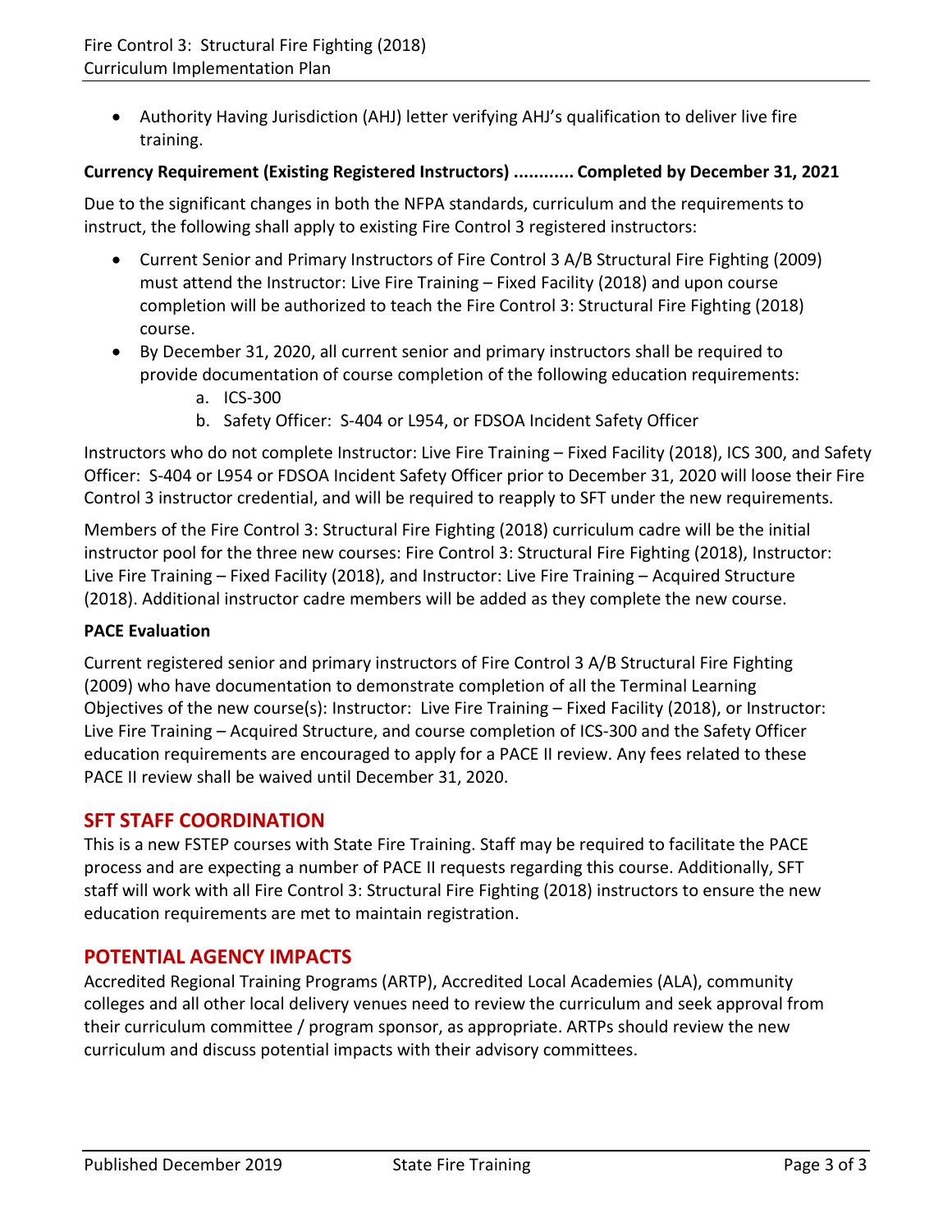- Authority Having Jurisdiction (AHJ) letter verifying AHJ's qualification to deliver live fire training.

**Currency Requirement (Existing Registered Instructors) ............ Completed by December 31, 2021**

Due to the significant changes in both the NFPA standards, curriculum and the requirements to instruct, the following shall apply to existing Fire Control 3 registered instructors:

- Current Senior and Primary Instructors of Fire Control 3 A/B Structural Fire Fighting (2009) must attend the Instructor: Live Fire Training – Fixed Facility (2018) and upon course completion will be authorized to teach the Fire Control 3: Structural Fire Fighting (2018) course.
- By December 31, 2020, all current senior and primary instructors shall be required to provide documentation of course completion of the following education requirements:
    a. ICS-300
    b. Safety Officer: S-404 or L954, or FDSOA Incident Safety Officer

Instructors who do not complete Instructor: Live Fire Training – Fixed Facility (2018), ICS 300, and Safety Officer: S-404 or L954 or FDSOA Incident Safety Officer prior to December 31, 2020 will loose their Fire Control 3 instructor credential, and will be required to reapply to SFT under the new requirements.

Members of the Fire Control 3: Structural Fire Fighting (2018) curriculum cadre will be the initial instructor pool for the three new courses: Fire Control 3: Structural Fire Fighting (2018), Instructor: Live Fire Training – Fixed Facility (2018), and Instructor: Live Fire Training – Acquired Structure (2018). Additional instructor cadre members will be added as they complete the new course.

**PACE Evaluation**

Current registered senior and primary instructors of Fire Control 3 A/B Structural Fire Fighting (2009) who have documentation to demonstrate completion of all the Terminal Learning Objectives of the new course(s): Instructor: Live Fire Training – Fixed Facility (2018), or Instructor: Live Fire Training – Acquired Structure, and course completion of ICS-300 and the Safety Officer education requirements are encouraged to apply for a PACE II review. Any fees related to these PACE II review shall be waived until December 31, 2020.

## SFT STAFF COORDINATION

This is a new FSTEP courses with State Fire Training. Staff may be required to facilitate the PACE process and are expecting a number of PACE II requests regarding this course. Additionally, SFT staff will work with all Fire Control 3: Structural Fire Fighting (2018) instructors to ensure the new education requirements are met to maintain registration.

## POTENTIAL AGENCY IMPACTS

Accredited Regional Training Programs (ARTP), Accredited Local Academies (ALA), community colleges and all other local delivery venues need to review the curriculum and seek approval from their curriculum committee / program sponsor, as appropriate. ARTPs should review the new curriculum and discuss potential impacts with their advisory committees.